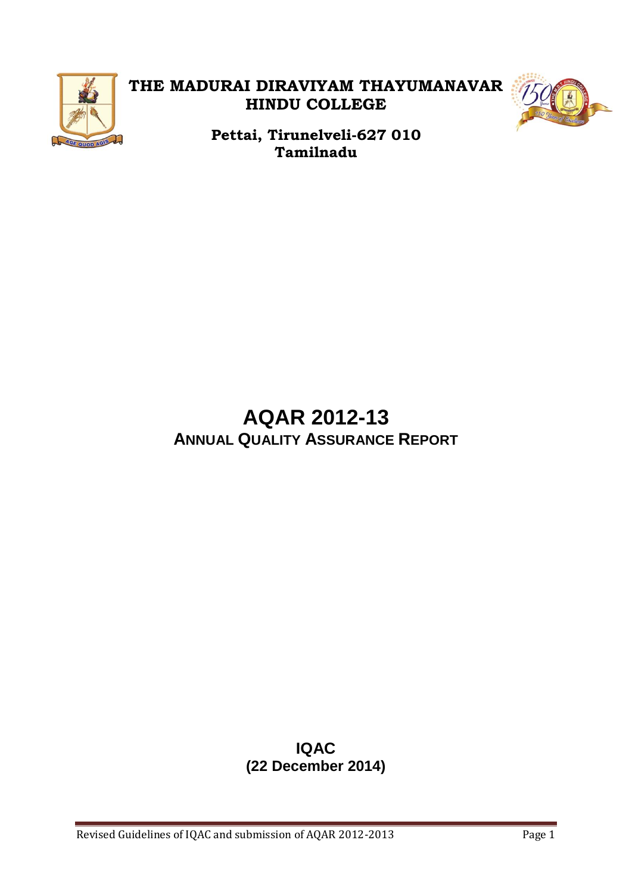# THE MADURAI DIRAVIYAM THAYUMANAVAR HINDU COLLEGE

**Pettai, Tirunelveli-627 010**
**Tamilnadu**

# AQAR 2012-13

## ANNUAL QUALITY ASSURANCE REPORT

**IQAC**
**(22 December 2014)**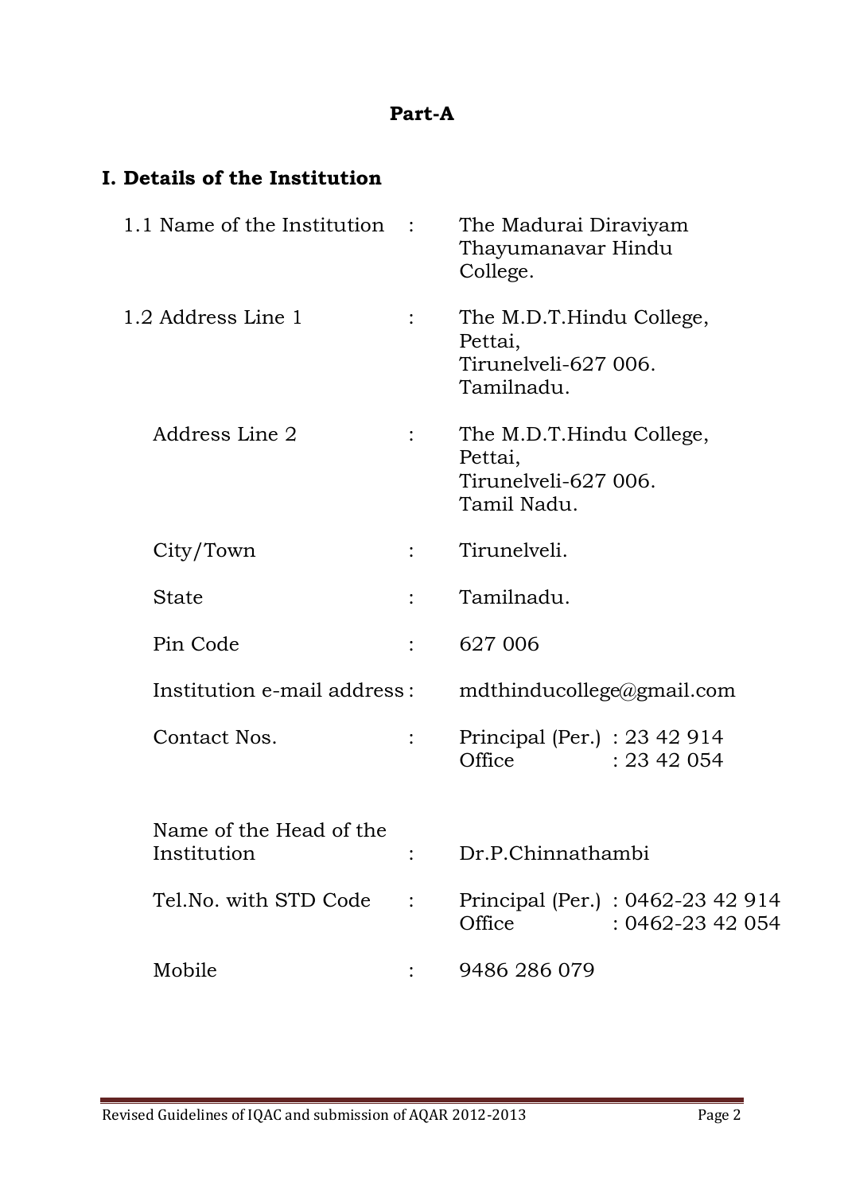# Part-A

## I. Details of the Institution

| | | |
|---|---|---|
| 1.1 Name of the Institution | : | The Madurai Diraviyam Thayumanavar Hindu College. |
| 1.2 Address Line 1 | : | The M.D.T.Hindu College, Pettai, Tirunelveli-627 006. Tamilnadu. |
| Address Line 2 | : | The M.D.T.Hindu College, Pettai, Tirunelveli-627 006. Tamil Nadu. |
| City/Town | : | Tirunelveli. |
| State | : | Tamilnadu. |
| Pin Code | : | 627 006 |
| Institution e-mail address | : | mdthinducollege@gmail.com |
| Contact Nos. | : | Principal (Per.) : 23 42 914<br>Office : 23 42 054 |
| Name of the Head of the Institution | : | Dr.P.Chinnathambi |
| Tel.No. with STD Code | : | Principal (Per.) : 0462-23 42 914<br>Office : 0462-23 42 054 |
| Mobile | : | 9486 286 079 |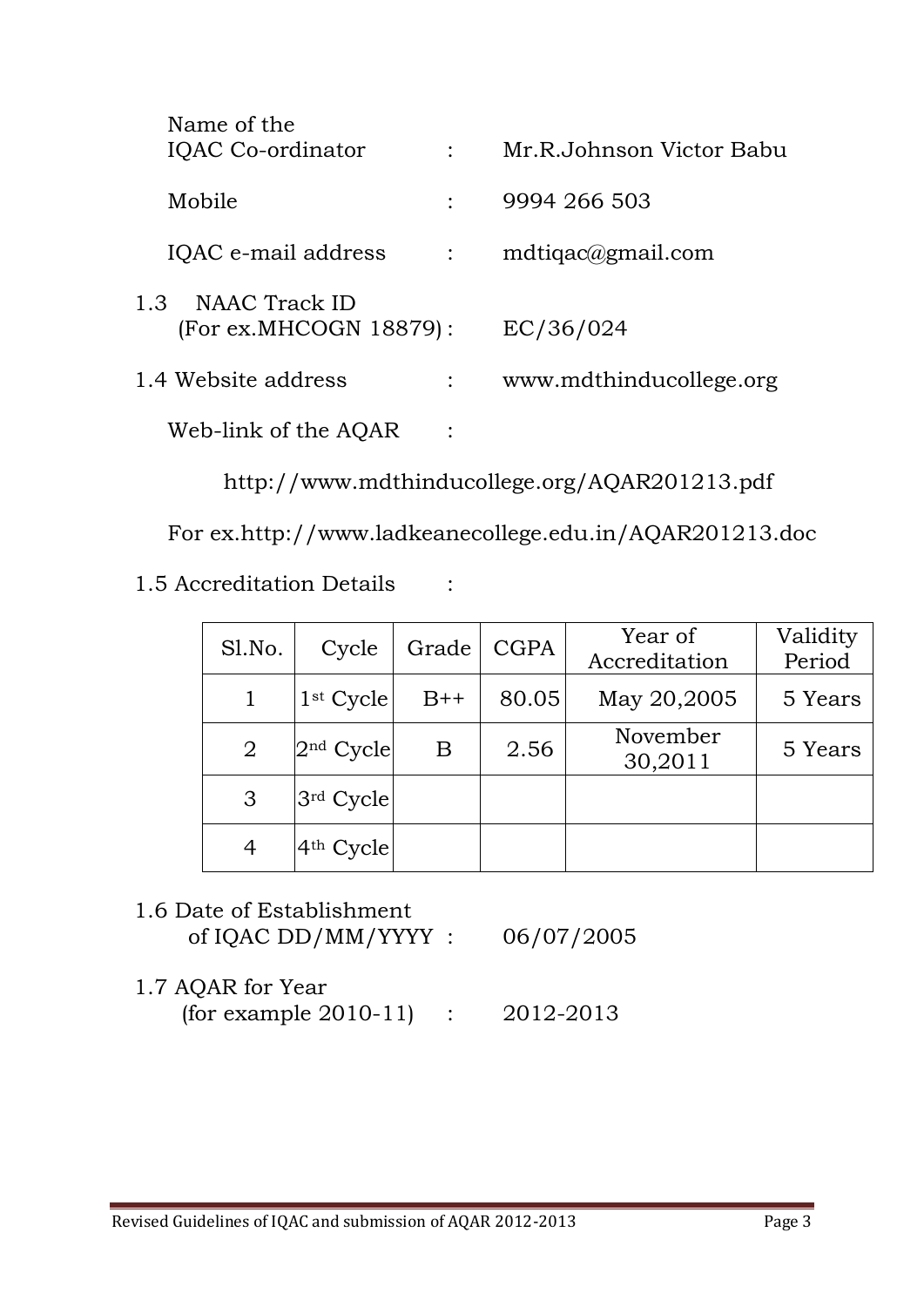Name of the IQAC Co-ordinator : Mr.R.Johnson Victor Babu

Mobile : 9994 266 503

IQAC e-mail address : mdtiqac@gmail.com

1.3 NAAC Track ID (For ex.MHCOGN 18879) : EC/36/024

1.4 Website address : www.mdthinducollege.org

Web-link of the AQAR :

http://www.mdthinducollege.org/AQAR201213.pdf

For ex.http://www.ladkeanecollege.edu.in/AQAR201213.doc

1.5 Accreditation Details :

| Sl.No. | Cycle | Grade | CGPA | Year of Accreditation | Validity Period |
|---|---|---|---|---|---|
| 1 | 1st Cycle | B++ | 80.05 | May 20,2005 | 5 Years |
| 2 | 2nd Cycle | B | 2.56 | November 30,2011 | 5 Years |
| 3 | 3rd Cycle | | | | |
| 4 | 4th Cycle | | | | |

1.6 Date of Establishment of IQAC DD/MM/YYYY : 06/07/2005

1.7 AQAR for Year (for example 2010-11) : 2012-2013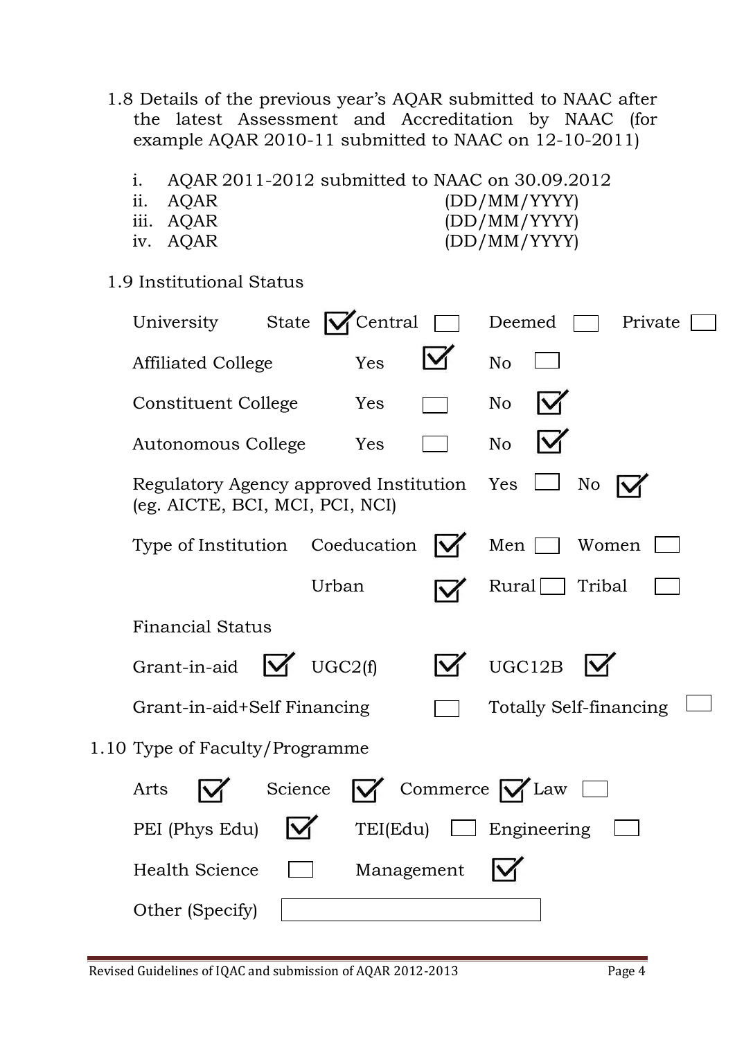1.8 Details of the previous year's AQAR submitted to NAAC after the latest Assessment and Accreditation by NAAC (for example AQAR 2010-11 submitted to NAAC on 12-10-2011)

i. AQAR 2011-2012 submitted to NAAC on 30.09.2012
ii. AQAR (DD/MM/YYYY)
iii. AQAR (DD/MM/YYYY)
iv. AQAR (DD/MM/YYYY)

1.9 Institutional Status

University: State ☑ Central ☐ Deemed ☐ Private ☐

Affiliated College: Yes ☑ No ☐

Constituent College: Yes ☐ No ☑

Autonomous College: Yes ☐ No ☑

Regulatory Agency approved Institution (eg. AICTE, BCI, MCI, PCI, NCI): Yes ☐ No ☑

Type of Institution: Coeducation ☑ Men ☐ Women ☐

Urban ☑ Rural ☐ Tribal ☐

Financial Status

Grant-in-aid ☑ UGC2(f) ☑ UGC12B ☑

Grant-in-aid+Self Financing ☐ Totally Self-financing ☐

1.10 Type of Faculty/Programme

Arts ☑ Science ☑ Commerce ☑ Law ☐

PEI (Phys Edu) ☑ TEI(Edu) ☐ Engineering ☐

Health Science ☐ Management ☑

Other (Specify) ________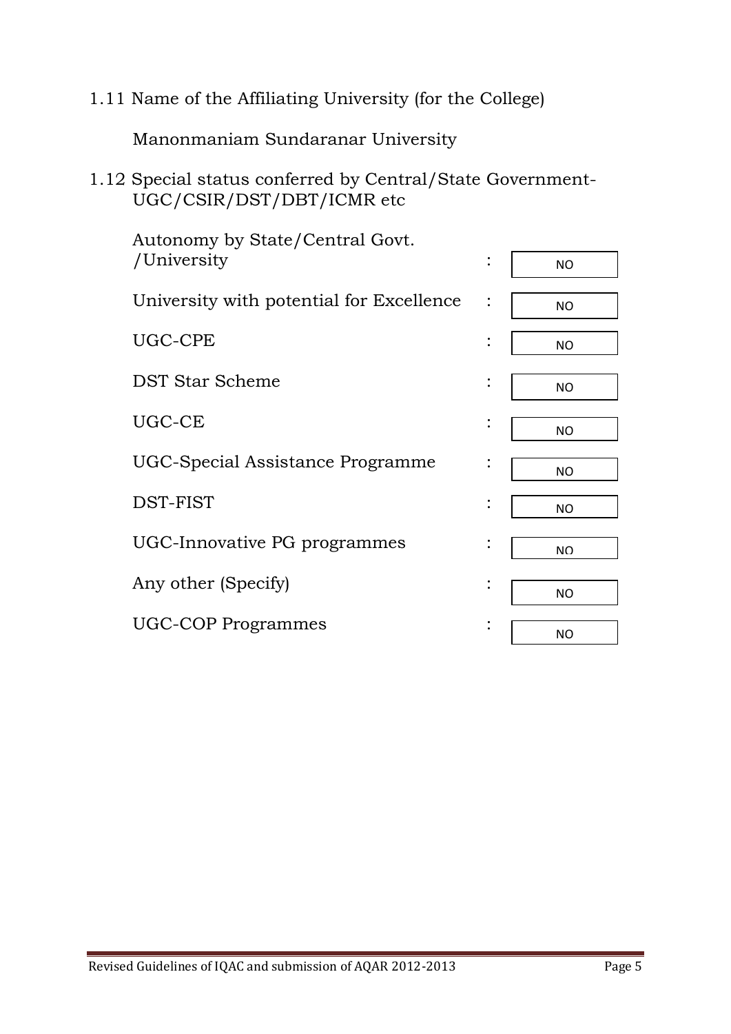1.11 Name of the Affiliating University (for the College)

Manonmaniam Sundaranar University

1.12 Special status conferred by Central/State Government- UGC/CSIR/DST/DBT/ICMR etc

| | | |
|---|---|---|
| Autonomy by State/Central Govt. /University | : | NO |
| University with potential for Excellence | : | NO |
| UGC-CPE | : | NO |
| DST Star Scheme | : | NO |
| UGC-CE | : | NO |
| UGC-Special Assistance Programme | : | NO |
| DST-FIST | : | NO |
| UGC-Innovative PG programmes | : | NO |
| Any other (Specify) | : | NO |
| UGC-COP Programmes | : | NO |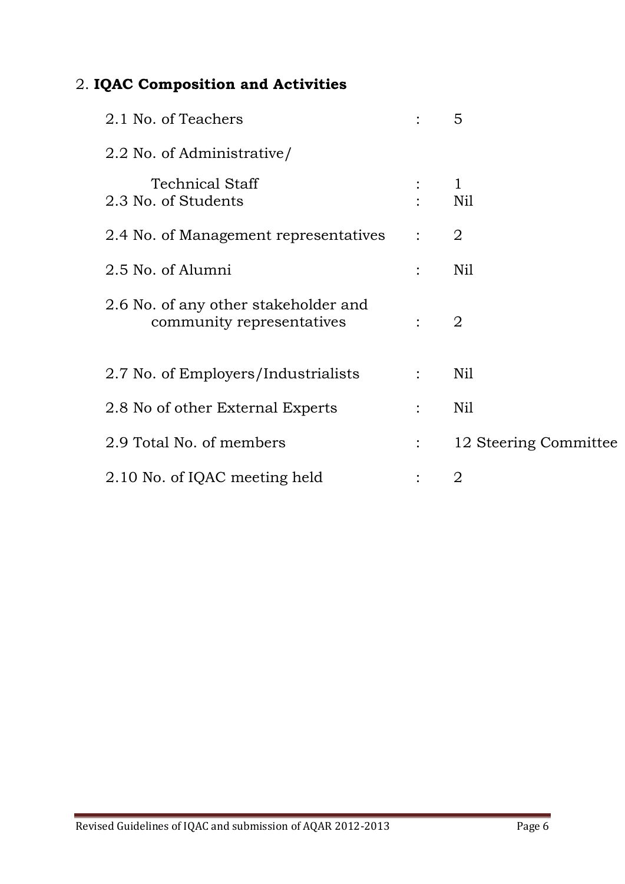## 2. **IQAC Composition and Activities**

| | | |
|---|---|---|
| 2.1 No. of Teachers | : | 5 |
| 2.2 No. of Administrative/ Technical Staff | : | 1 |
| 2.3 No. of Students | : | Nil |
| 2.4 No. of Management representatives | : | 2 |
| 2.5 No. of Alumni | : | Nil |
| 2.6 No. of any other stakeholder and community representatives | : | 2 |
| 2.7 No. of Employers/Industrialists | : | Nil |
| 2.8 No of other External Experts | : | Nil |
| 2.9 Total No. of members | : | 12 Steering Committee |
| 2.10 No. of IQAC meeting held | : | 2 |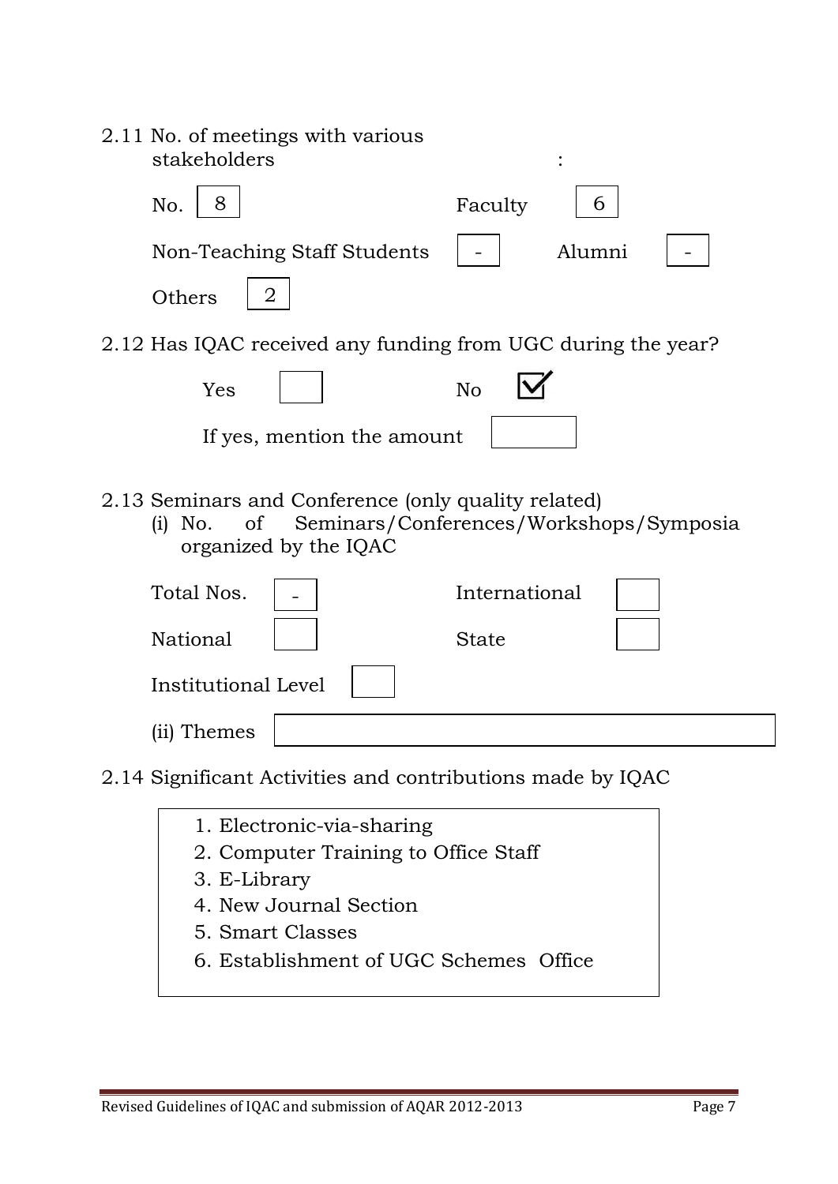2.11 No. of meetings with various stakeholders :

No. 8 Faculty 6

Non-Teaching Staff Students - Alumni -

Others 2

2.12 Has IQAC received any funding from UGC during the year?

Yes ☐ No ☑

If yes, mention the amount

2.13 Seminars and Conference (only quality related)

(i) No. of Seminars/Conferences/Workshops/Symposia organized by the IQAC

Total Nos. - International

National State

Institutional Level

(ii) Themes

2.14 Significant Activities and contributions made by IQAC

1. Electronic-via-sharing
2. Computer Training to Office Staff
3. E-Library
4. New Journal Section
5. Smart Classes
6. Establishment of UGC Schemes Office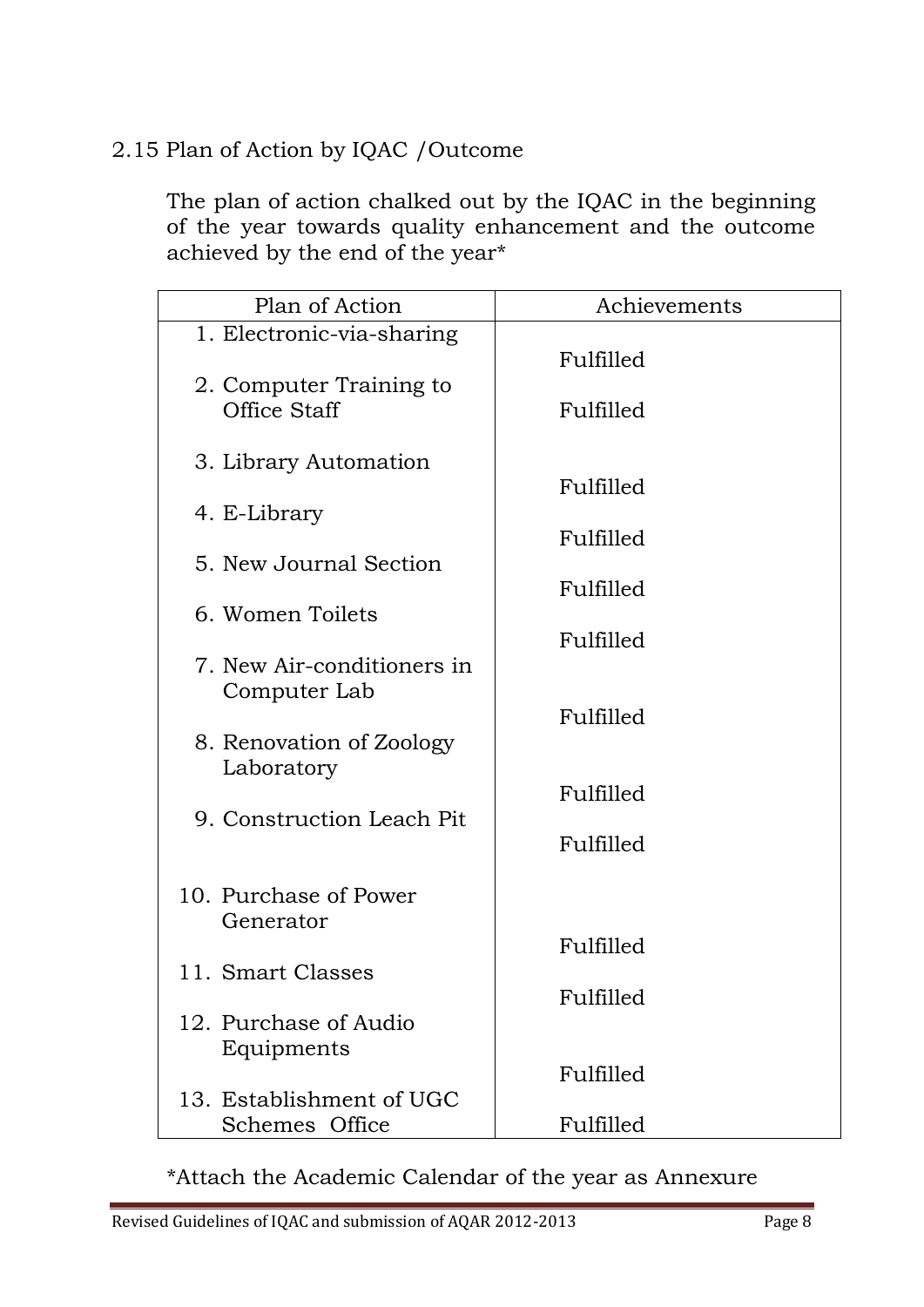2.15 Plan of Action by IQAC /Outcome

The plan of action chalked out by the IQAC in the beginning of the year towards quality enhancement and the outcome achieved by the end of the year*

| Plan of Action | Achievements |
|---|---|
| 1. Electronic-via-sharing | Fulfilled |
| 2. Computer Training to Office Staff | Fulfilled |
| 3. Library Automation | Fulfilled |
| 4. E-Library | Fulfilled |
| 5. New Journal Section | Fulfilled |
| 6. Women Toilets | Fulfilled |
| 7. New Air-conditioners in Computer Lab | Fulfilled |
| 8. Renovation of Zoology Laboratory | Fulfilled |
| 9. Construction Leach Pit | Fulfilled |
| 10. Purchase of Power Generator | Fulfilled |
| 11. Smart Classes | Fulfilled |
| 12. Purchase of Audio Equipments | Fulfilled |
| 13. Establishment of UGC Schemes Office | Fulfilled |

*Attach the Academic Calendar of the year as Annexure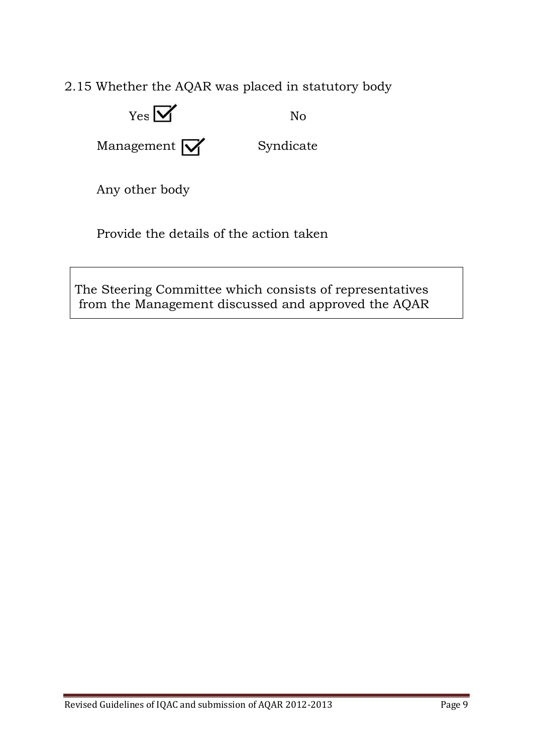2.15 Whether the AQAR was placed in statutory body

Yes ☑ No

Management ☑ Syndicate

Any other body

Provide the details of the action taken

> The Steering Committee which consists of representatives from the Management discussed and approved the AQAR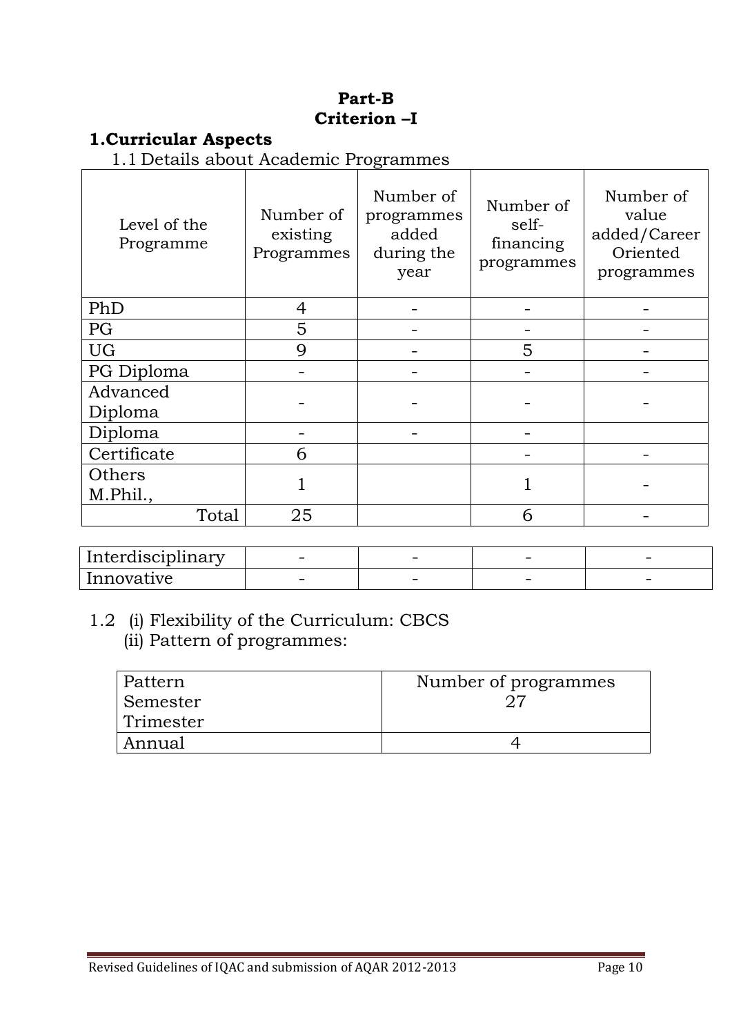# Part-B
# Criterion –I

## 1.Curricular Aspects

1.1 Details about Academic Programmes

| Level of the Programme | Number of existing Programmes | Number of programmes added during the year | Number of self-financing programmes | Number of value added/Career Oriented programmes |
|---|---|---|---|---|
| PhD | 4 | - | - | - |
| PG | 5 | - | - | - |
| UG | 9 | - | 5 | - |
| PG Diploma | - | - | - | - |
| Advanced Diploma | - | - | - | - |
| Diploma | - | - | - | |
| Certificate | 6 | | - | - |
| Others M.Phil., | 1 | | 1 | - |
| Total | 25 | | 6 | - |
| Interdisciplinary | - | - | - | - |
| Innovative | - | - | - | - |

1.2 (i) Flexibility of the Curriculum: CBCS

(ii) Pattern of programmes:

| Pattern | Number of programmes |
|---|---|
| Semester | 27 |
| Trimester | |
| Annual | 4 |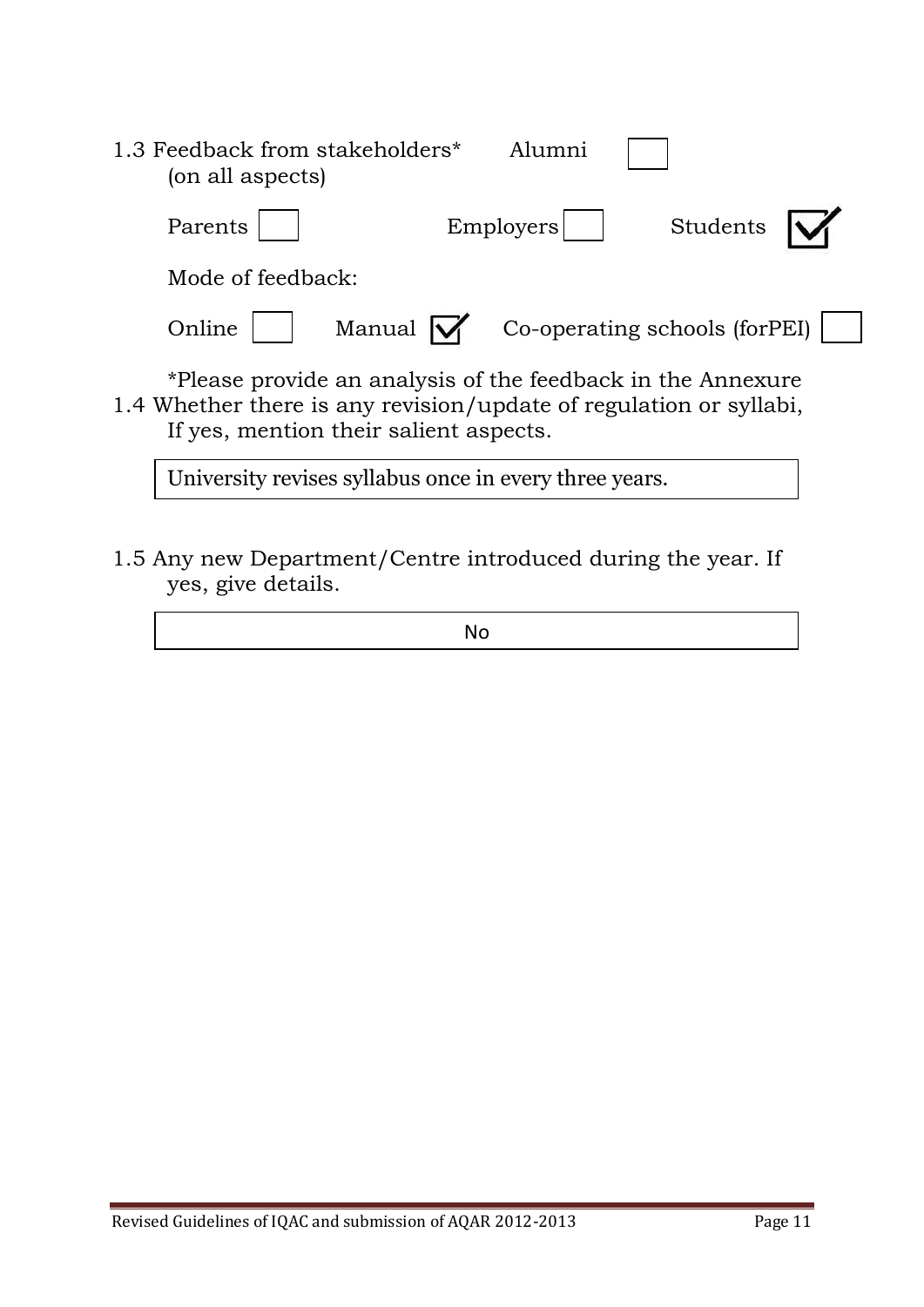1.3 Feedback from stakeholders* (on all aspects)

Alumni ☐

Parents ☐ Employers ☐ Students ☑

Mode of feedback:

Online ☐ Manual ☑ Co-operating schools (forPEI) ☐

*Please provide an analysis of the feedback in the Annexure

1.4 Whether there is any revision/update of regulation or syllabi, If yes, mention their salient aspects.

University revises syllabus once in every three years.

1.5 Any new Department/Centre introduced during the year. If yes, give details.

No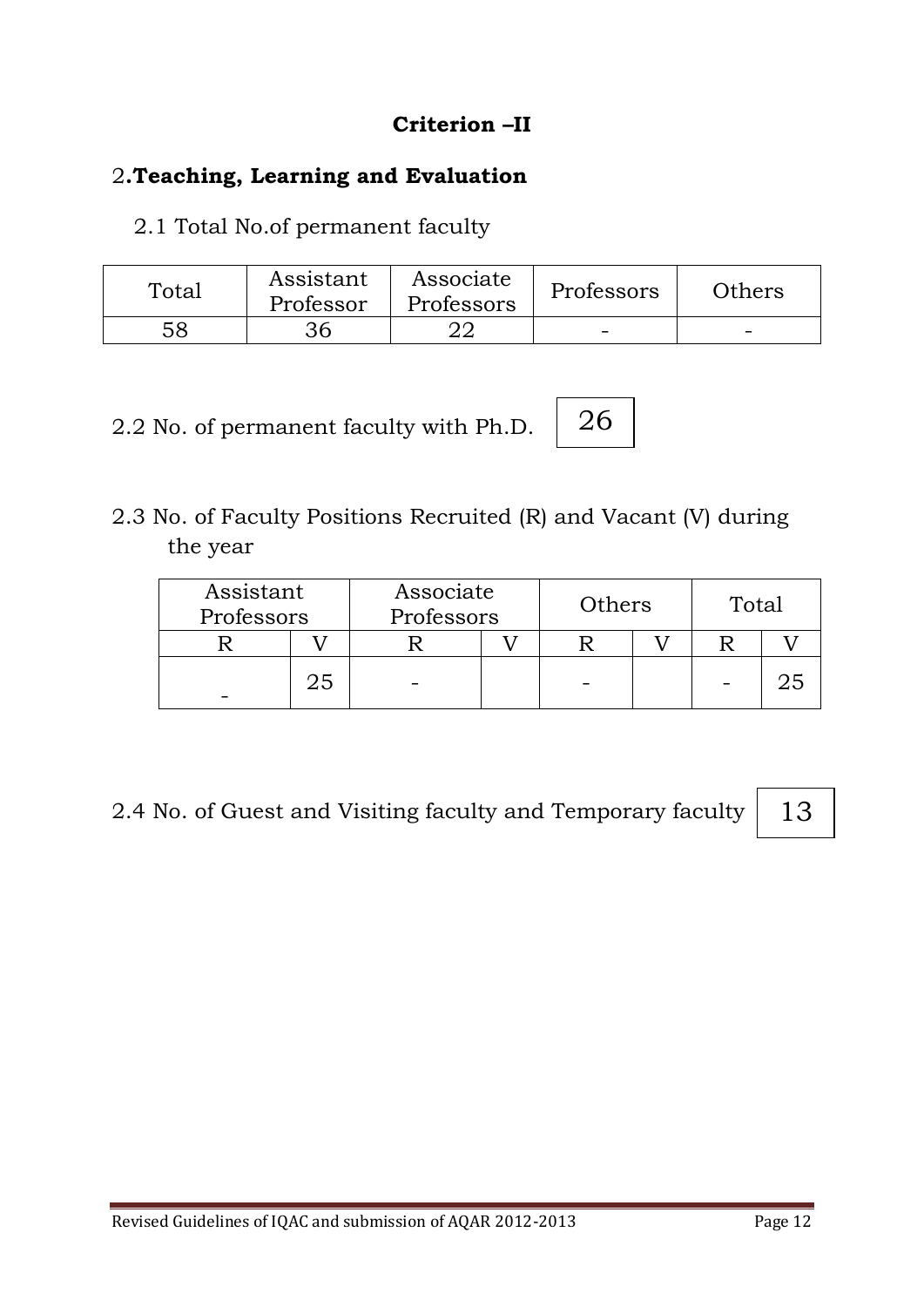# Criterion –II

## 2. **Teaching, Learning and Evaluation**

2.1 Total No.of permanent faculty

| Total | Assistant Professor | Associate Professors | Professors | Others |
|---|---|---|---|---|
| 58 | 36 | 22 | - | - |

2.2 No. of permanent faculty with Ph.D. | 26 |

2.3 No. of Faculty Positions Recruited (R) and Vacant (V) during the year

| Assistant Professors | | Associate Professors | | Others | | Total | |
|---|---|---|---|---|---|---|---|
| R | V | R | V | R | V | R | V |
| - | 25 | - | | - | | - | 25 |

2.4 No. of Guest and Visiting faculty and Temporary faculty | 13 |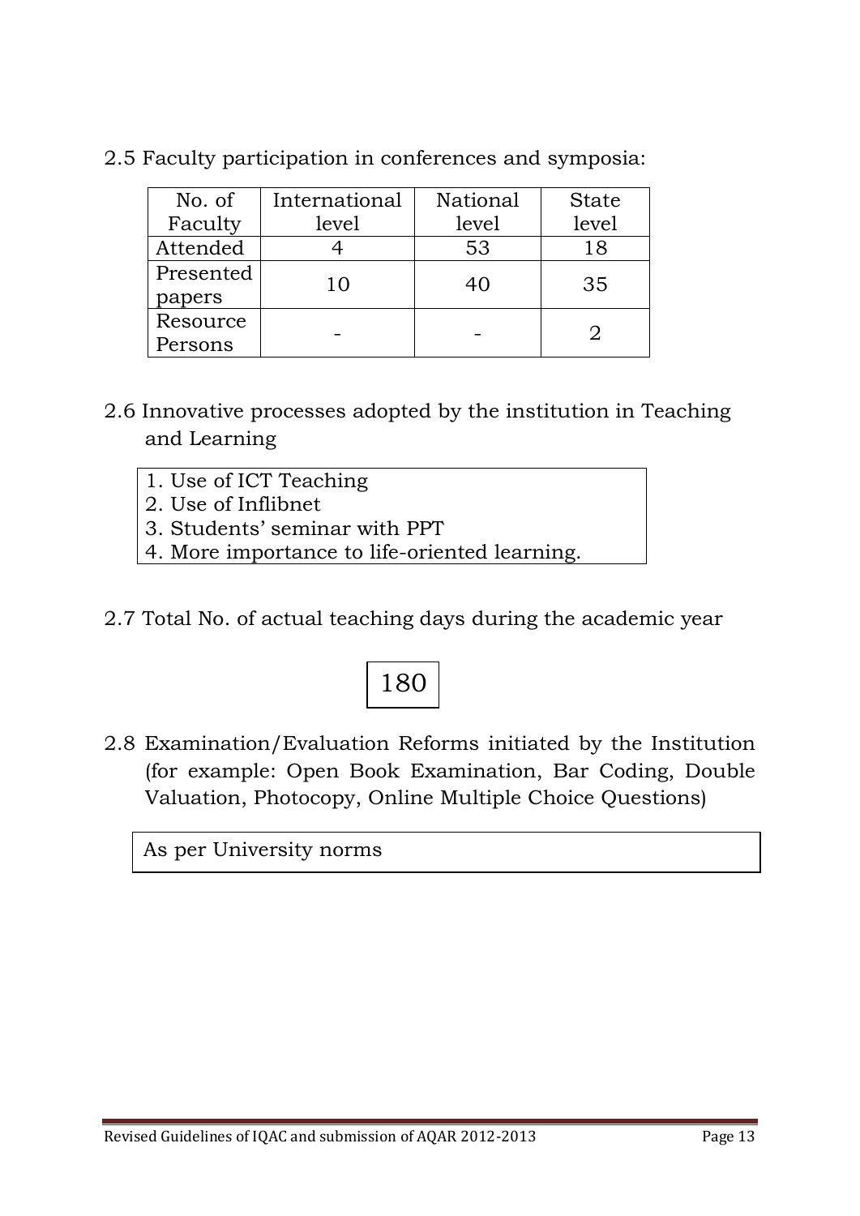2.5 Faculty participation in conferences and symposia:

| No. of Faculty | International level | National level | State level |
|---|---|---|---|
| Attended | 4 | 53 | 18 |
| Presented papers | 10 | 40 | 35 |
| Resource Persons | - | - | 2 |

2.6 Innovative processes adopted by the institution in Teaching and Learning

1. Use of ICT Teaching
2. Use of Inflibnet
3. Students' seminar with PPT
4. More importance to life-oriented learning.

2.7 Total No. of actual teaching days during the academic year

180

2.8 Examination/Evaluation Reforms initiated by the Institution (for example: Open Book Examination, Bar Coding, Double Valuation, Photocopy, Online Multiple Choice Questions)

As per University norms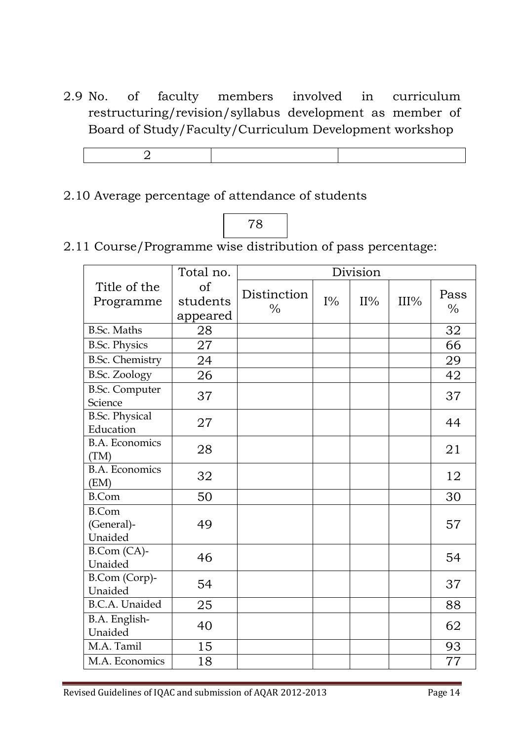2.9 No. of faculty members involved in curriculum restructuring/revision/syllabus development as member of Board of Study/Faculty/Curriculum Development workshop

| 2 | | |
|---|---|---|

2.10 Average percentage of attendance of students

| 78 |
|---|

2.11 Course/Programme wise distribution of pass percentage:

| Title of the Programme | Total no. of students appeared | Division | | | | |
|---|---|---|---|---|---|---|
| | | Distinction % | I% | II% | III% | Pass % |
| B.Sc. Maths | 28 | | | | | 32 |
| B.Sc. Physics | 27 | | | | | 66 |
| B.Sc. Chemistry | 24 | | | | | 29 |
| B.Sc. Zoology | 26 | | | | | 42 |
| B.Sc. Computer Science | 37 | | | | | 37 |
| B.Sc. Physical Education | 27 | | | | | 44 |
| B.A. Economics (TM) | 28 | | | | | 21 |
| B.A. Economics (EM) | 32 | | | | | 12 |
| B.Com | 50 | | | | | 30 |
| B.Com (General)-Unaided | 49 | | | | | 57 |
| B.Com (CA)-Unaided | 46 | | | | | 54 |
| B.Com (Corp)-Unaided | 54 | | | | | 37 |
| B.C.A. Unaided | 25 | | | | | 88 |
| B.A. English-Unaided | 40 | | | | | 62 |
| M.A. Tamil | 15 | | | | | 93 |
| M.A. Economics | 18 | | | | | 77 |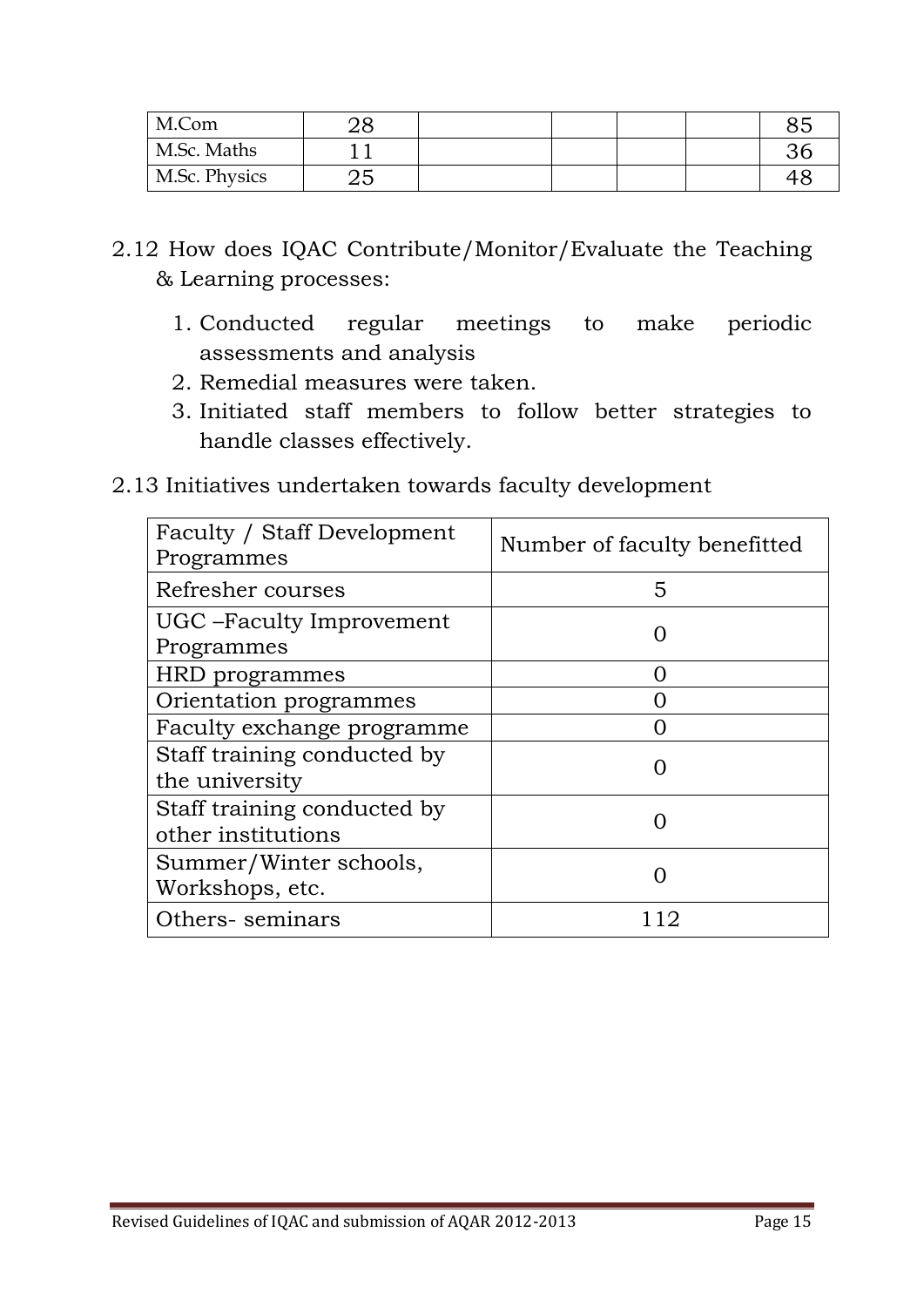| | | | | | | |
|---|---|---|---|---|---|---|
| M.Com | 28 | | | | | 85 |
| M.Sc. Maths | 11 | | | | | 36 |
| M.Sc. Physics | 25 | | | | | 48 |

2.12 How does IQAC Contribute/Monitor/Evaluate the Teaching & Learning processes:

1. Conducted regular meetings to make periodic assessments and analysis
2. Remedial measures were taken.
3. Initiated staff members to follow better strategies to handle classes effectively.

2.13 Initiatives undertaken towards faculty development

| Faculty / Staff Development Programmes | Number of faculty benefitted |
|---|---|
| Refresher courses | 5 |
| UGC –Faculty Improvement Programmes | 0 |
| HRD programmes | 0 |
| Orientation programmes | 0 |
| Faculty exchange programme | 0 |
| Staff training conducted by the university | 0 |
| Staff training conducted by other institutions | 0 |
| Summer/Winter schools, Workshops, etc. | 0 |
| Others- seminars | 112 |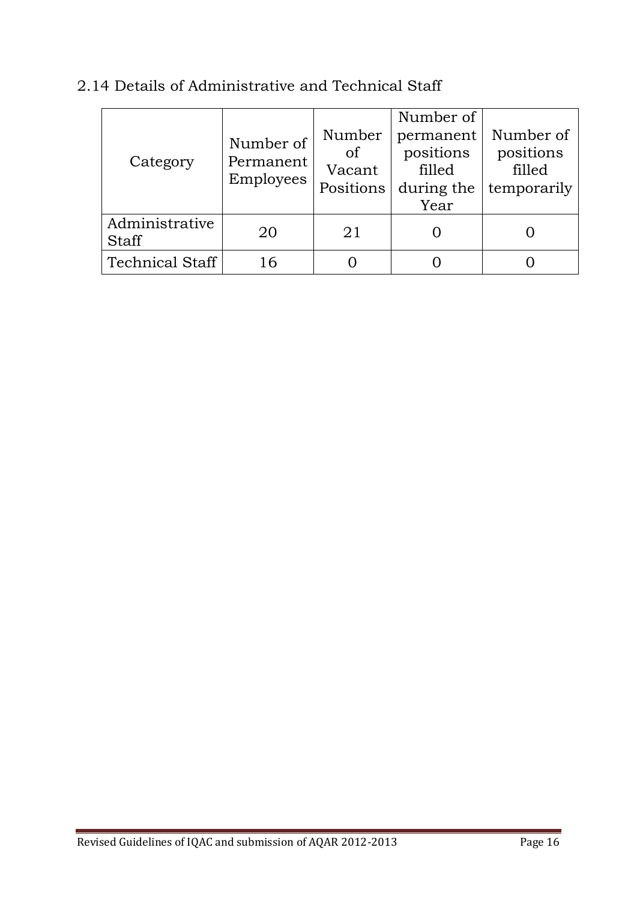## 2.14 Details of Administrative and Technical Staff

| Category | Number of Permanent Employees | Number of Vacant Positions | Number of permanent positions filled during the Year | Number of positions filled temporarily |
|---|---|---|---|---|
| Administrative Staff | 20 | 21 | 0 | 0 |
| Technical Staff | 16 | 0 | 0 | 0 |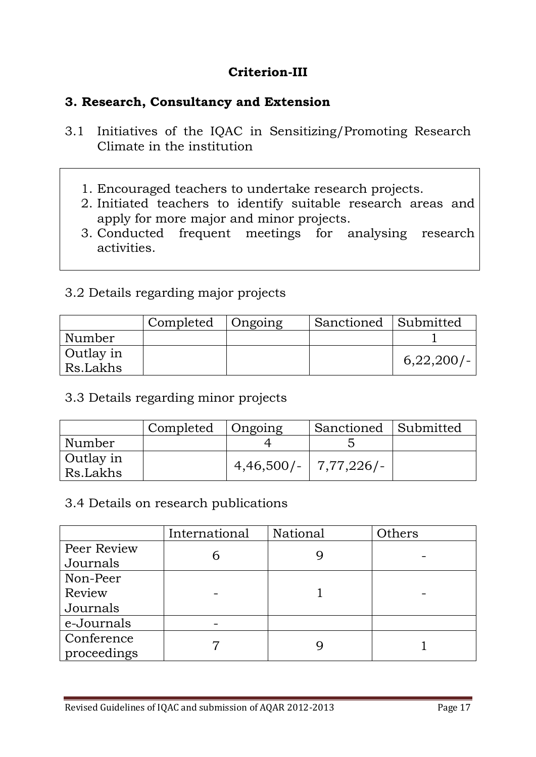# Criterion-III

## 3. Research, Consultancy and Extension

3.1 Initiatives of the IQAC in Sensitizing/Promoting Research Climate in the institution

1. Encouraged teachers to undertake research projects.
2. Initiated teachers to identify suitable research areas and apply for more major and minor projects.
3. Conducted frequent meetings for analysing research activities.

3.2 Details regarding major projects

| | Completed | Ongoing | Sanctioned | Submitted |
|---|---|---|---|---|
| Number | | | | 1 |
| Outlay in Rs.Lakhs | | | | 6,22,200/- |

3.3 Details regarding minor projects

| | Completed | Ongoing | Sanctioned | Submitted |
|---|---|---|---|---|
| Number | | 4 | 5 | |
| Outlay in Rs.Lakhs | | 4,46,500/- | 7,77,226/- | |

3.4 Details on research publications

| | International | National | Others |
|---|---|---|---|
| Peer Review Journals | 6 | 9 | - |
| Non-Peer Review Journals | - | 1 | - |
| e-Journals | - | | |
| Conference proceedings | 7 | 9 | 1 |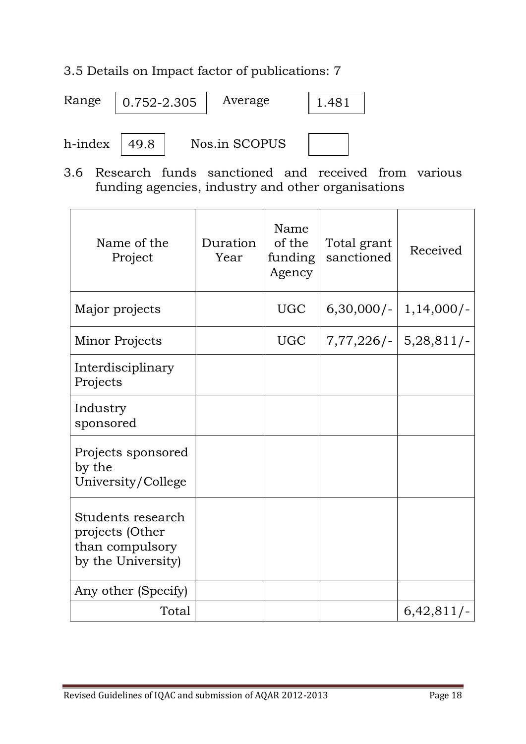3.5 Details on Impact factor of publications: 7

Range 0.752-2.305 Average 1.481

h-index 49.8 Nos.in SCOPUS

3.6 Research funds sanctioned and received from various funding agencies, industry and other organisations

| Name of the Project | Duration Year | Name of the funding Agency | Total grant sanctioned | Received |
|---|---|---|---|---|
| Major projects | | UGC | 6,30,000/- | 1,14,000/- |
| Minor Projects | | UGC | 7,77,226/- | 5,28,811/- |
| Interdisciplinary Projects | | | | |
| Industry sponsored | | | | |
| Projects sponsored by the University/College | | | | |
| Students research projects (Other than compulsory by the University) | | | | |
| Any other (Specify) | | | | |
| Total | | | | 6,42,811/- |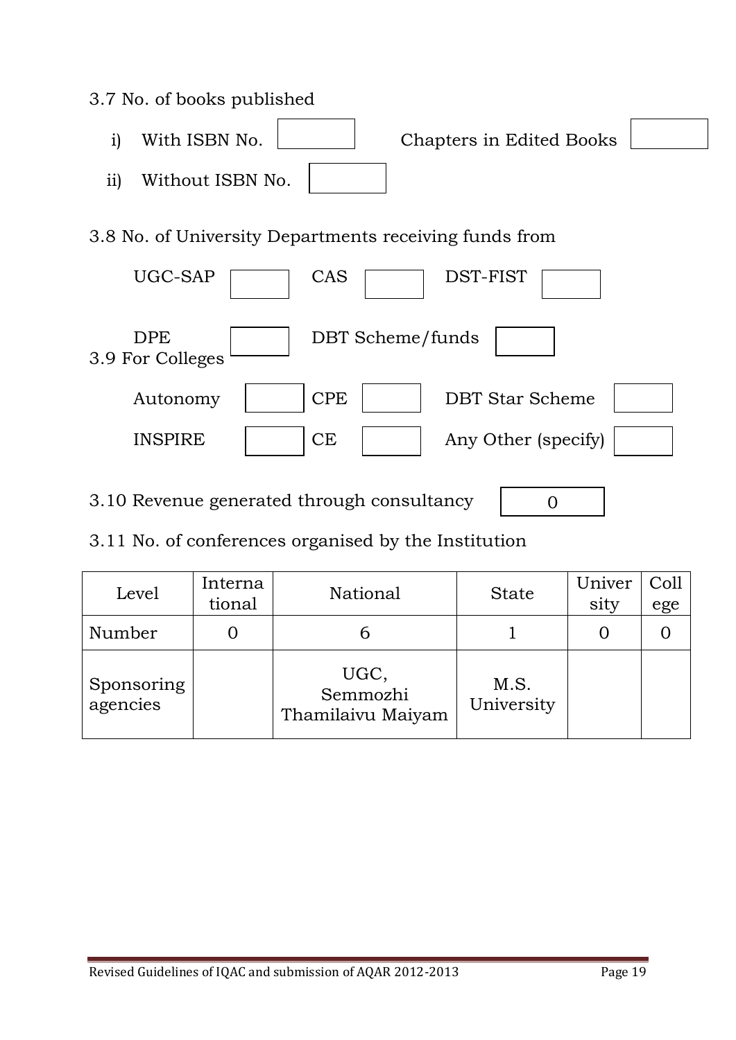3.7 No. of books published

i) With ISBN No. Chapters in Edited Books

ii) Without ISBN No.

3.8 No. of University Departments receiving funds from

UGC-SAP CAS DST-FIST

DPE DBT Scheme/funds

3.9 For Colleges

Autonomy CPE DBT Star Scheme

INSPIRE CE Any Other (specify)

3.10 Revenue generated through consultancy 0

3.11 No. of conferences organised by the Institution

| Level | International | National | State | University | College |
|---|---|---|---|---|---|
| Number | 0 | 6 | 1 | 0 | 0 |
| Sponsoring agencies | | UGC, Semmozhi Thamilaivu Maiyam | M.S. University | | |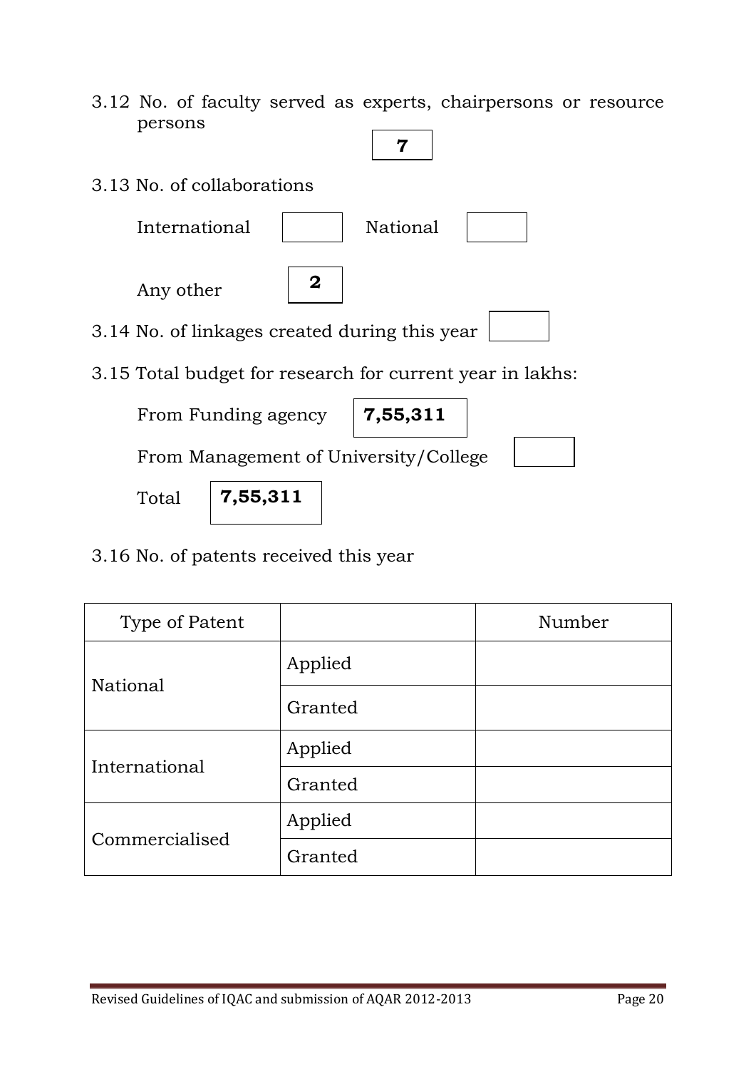3.12 No. of faculty served as experts, chairpersons or resource persons **7**

3.13 No. of collaborations

International &nbsp;&nbsp;&nbsp;&nbsp; National

Any other **2**

3.14 No. of linkages created during this year

3.15 Total budget for research for current year in lakhs:

From Funding agency **7,55,311**

From Management of University/College

Total **7,55,311**

3.16 No. of patents received this year

| Type of Patent | | Number |
|---|---|---|
| National | Applied | |
| | Granted | |
| International | Applied | |
| | Granted | |
| Commercialised | Applied | |
| | Granted | |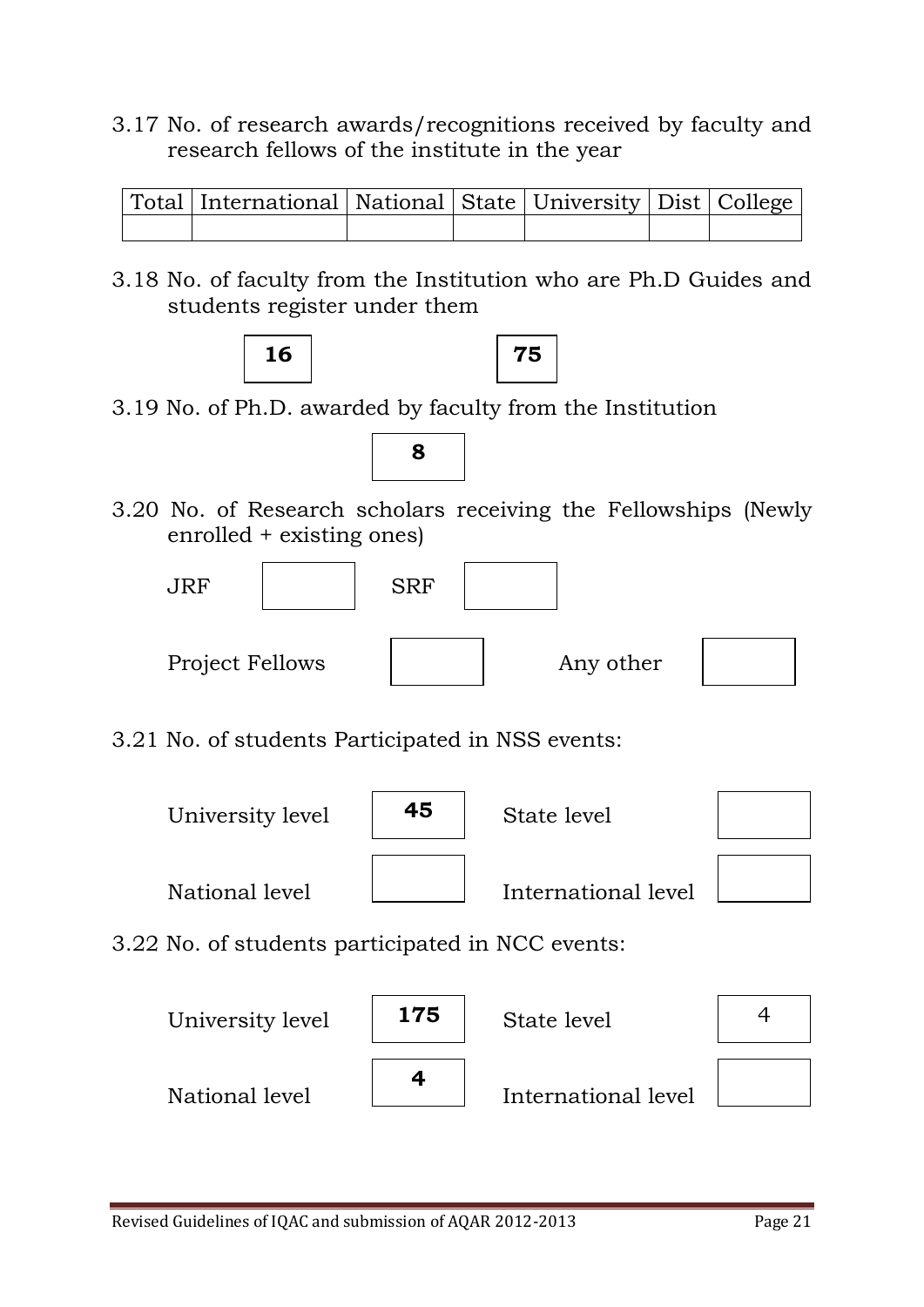3.17 No. of research awards/recognitions received by faculty and research fellows of the institute in the year

| Total | International | National | State | University | Dist | College |
|---|---|---|---|---|---|---|
| | | | | | | |

3.18 No. of faculty from the Institution who are Ph.D Guides and students register under them

**16** **75**

3.19 No. of Ph.D. awarded by faculty from the Institution

**8**

3.20 No. of Research scholars receiving the Fellowships (Newly enrolled + existing ones)

JRF SRF

Project Fellows Any other

3.21 No. of students Participated in NSS events:

| | | | |
|---|---|---|---|
| University level | **45** | State level | |
| National level | | International level | |

3.22 No. of students participated in NCC events:

| | | | |
|---|---|---|---|
| University level | **175** | State level | 4 |
| National level | **4** | International level | |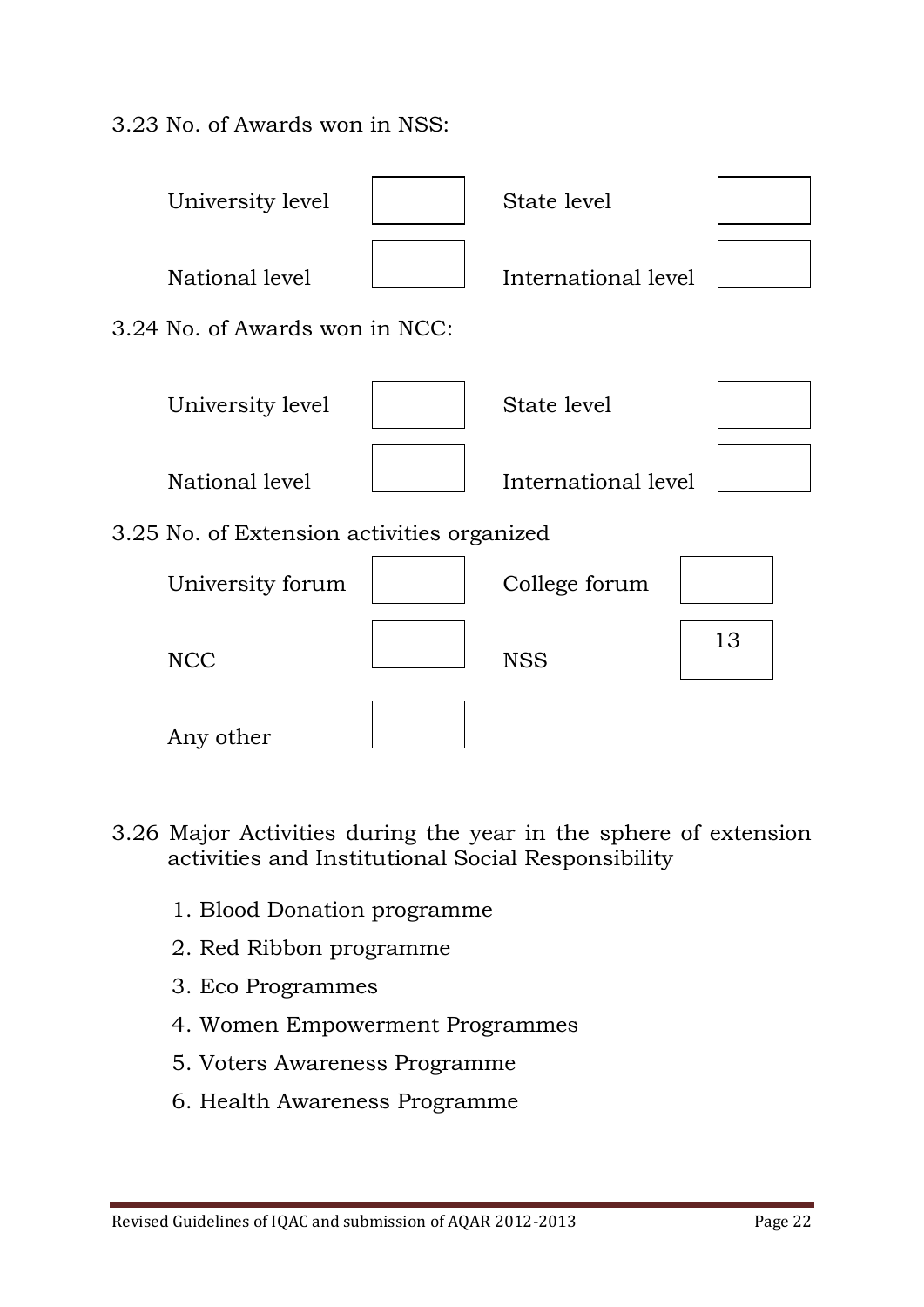3.23 No. of Awards won in NSS:

| | | | |
|---|---|---|---|
| University level | | State level | |
| National level | | International level | |

3.24 No. of Awards won in NCC:

| | | | |
|---|---|---|---|
| University level | | State level | |
| National level | | International level | |

3.25 No. of Extension activities organized

| | | | |
|---|---|---|---|
| University forum | | College forum | |
| NCC | | NSS | 13 |
| Any other | | | |

3.26 Major Activities during the year in the sphere of extension activities and Institutional Social Responsibility

1. Blood Donation programme
2. Red Ribbon programme
3. Eco Programmes
4. Women Empowerment Programmes
5. Voters Awareness Programme
6. Health Awareness Programme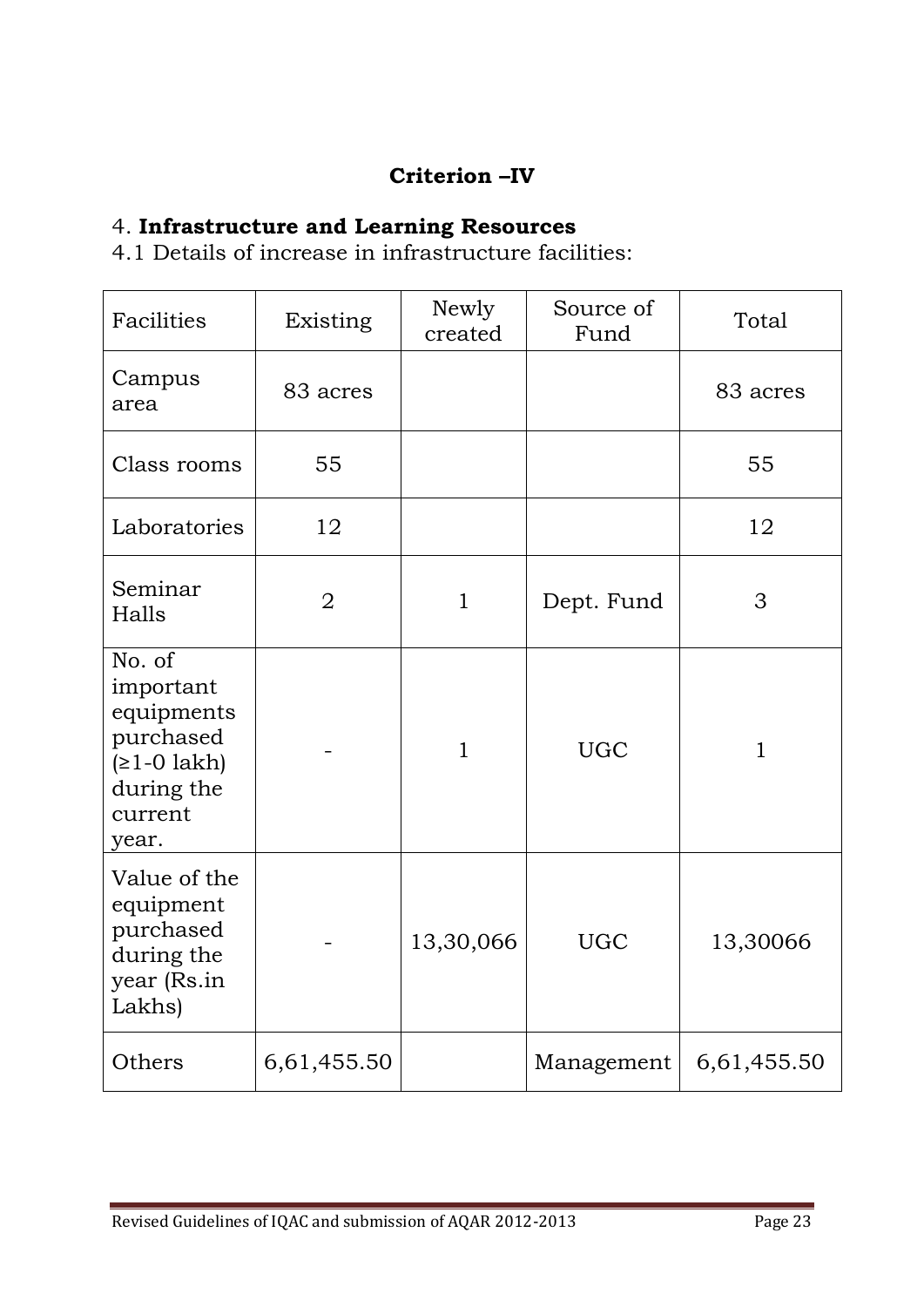## Criterion –IV

### 4. **Infrastructure and Learning Resources**

4.1 Details of increase in infrastructure facilities:

| Facilities | Existing | Newly created | Source of Fund | Total |
|---|---|---|---|---|
| Campus area | 83 acres | | | 83 acres |
| Class rooms | 55 | | | 55 |
| Laboratories | 12 | | | 12 |
| Seminar Halls | 2 | 1 | Dept. Fund | 3 |
| No. of important equipments purchased (≥1-0 lakh) during the current year. | - | 1 | UGC | 1 |
| Value of the equipment purchased during the year (Rs.in Lakhs) | - | 13,30,066 | UGC | 13,30066 |
| Others | 6,61,455.50 | | Management | 6,61,455.50 |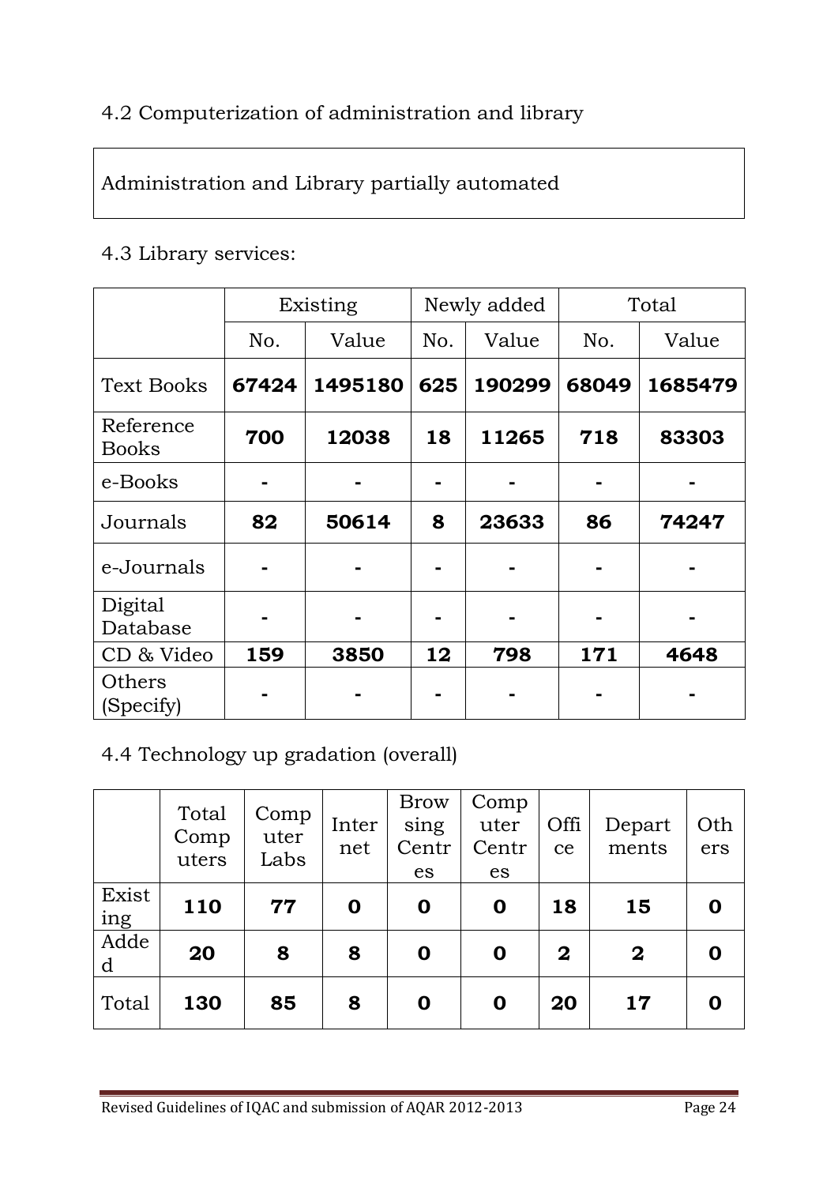4.2 Computerization of administration and library

Administration and Library partially automated

4.3 Library services:

| | Existing | | Newly added | | Total | |
|---|---|---|---|---|---|---|
| | No. | Value | No. | Value | No. | Value |
| Text Books | **67424** | **1495180** | **625** | **190299** | **68049** | **1685479** |
| Reference Books | **700** | **12038** | **18** | **11265** | **718** | **83303** |
| e-Books | - | - | - | - | - | - |
| Journals | **82** | **50614** | **8** | **23633** | **86** | **74247** |
| e-Journals | - | - | - | - | - | - |
| Digital Database | - | - | - | - | - | - |
| CD & Video | **159** | **3850** | **12** | **798** | **171** | **4648** |
| Others (Specify) | - | - | - | - | - | - |

4.4 Technology up gradation (overall)

| | Total Computers | Computer Labs | Internet | Browsing Centres | Computer Centres | Office | Departments | Others |
|---|---|---|---|---|---|---|---|---|
| Existing | **110** | **77** | **0** | **0** | **0** | **18** | **15** | **0** |
| Added | **20** | **8** | **8** | **0** | **0** | **2** | **2** | **0** |
| Total | **130** | **85** | **8** | **0** | **0** | **20** | **17** | **0** |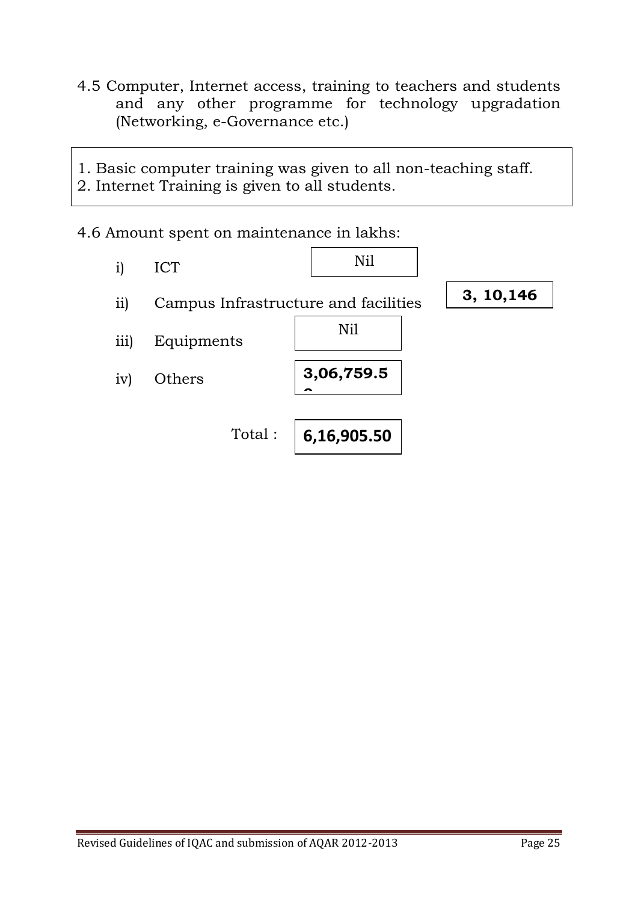4.5 Computer, Internet access, training to teachers and students and any other programme for technology upgradation (Networking, e-Governance etc.)

1. Basic computer training was given to all non-teaching staff.
2. Internet Training is given to all students.

4.6 Amount spent on maintenance in lakhs:

| | | |
|---|---|---|
| i) | ICT | Nil |
| ii) | Campus Infrastructure and facilities | **3, 10,146** |
| iii) | Equipments | Nil |
| iv) | Others | **3,06,759.50** |
| | Total : | **6,16,905.50** |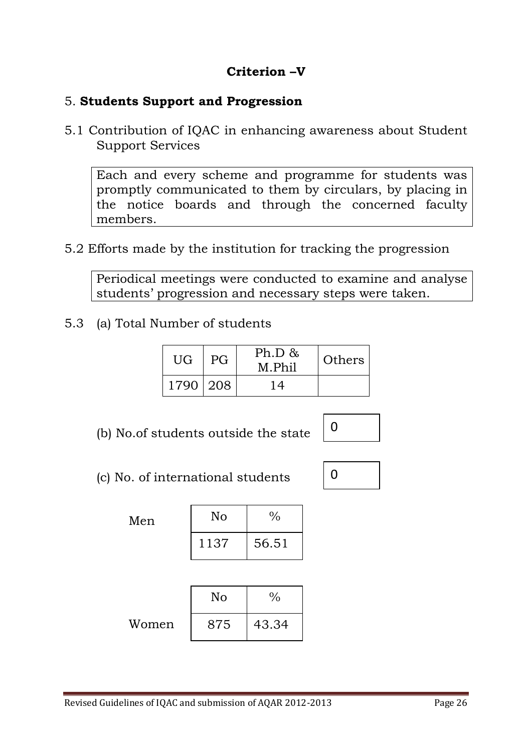## Criterion –V

### 5. **Students Support and Progression**

5.1 Contribution of IQAC in enhancing awareness about Student Support Services

Each and every scheme and programme for students was promptly communicated to them by circulars, by placing in the notice boards and through the concerned faculty members.

5.2 Efforts made by the institution for tracking the progression

Periodical meetings were conducted to examine and analyse students' progression and necessary steps were taken.

5.3 (a) Total Number of students

| UG | PG | Ph.D & M.Phil | Others |
|---|---|---|---|
| 1790 | 208 | 14 | |

(b) No.of students outside the state: 0

(c) No. of international students: 0

Men

| No | % |
|---|---|
| 1137 | 56.51 |

Women

| No | % |
|---|---|
| 875 | 43.34 |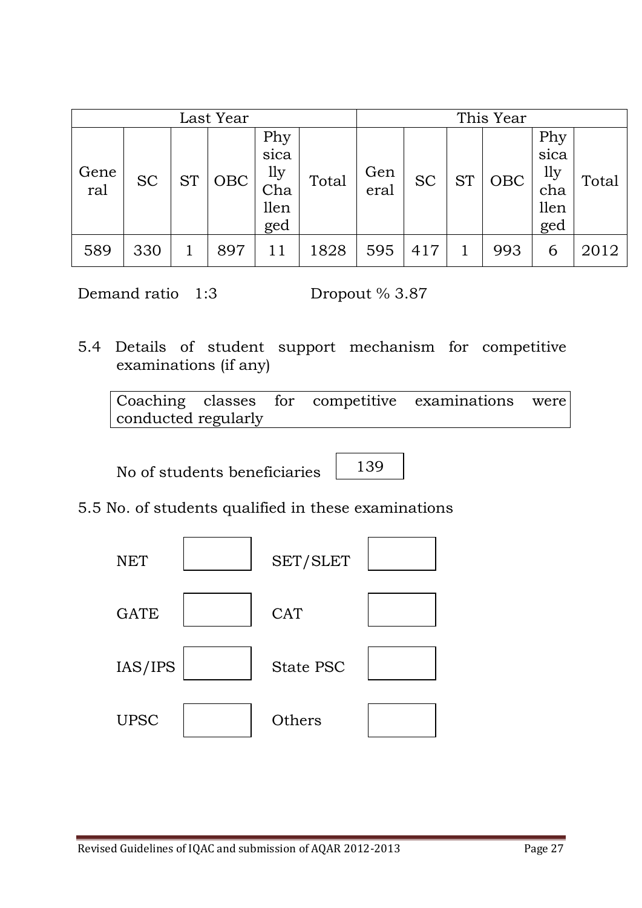| Last Year | | | | | | This Year | | | | | |
|---|---|---|---|---|---|---|---|---|---|---|---|
| General | SC | ST | OBC | Physically Challenged | Total | General | SC | ST | OBC | Physically challenged | Total |
| 589 | 330 | 1 | 897 | 11 | 1828 | 595 | 417 | 1 | 993 | 6 | 2012 |

Demand ratio 1:3 Dropout % 3.87

5.4 Details of student support mechanism for competitive examinations (if any)

Coaching classes for competitive examinations were conducted regularly

No of students beneficiaries 139

5.5 No. of students qualified in these examinations

| NET | | SET/SLET | |
|---|---|---|---|
| GATE | | CAT | |
| IAS/IPS | | State PSC | |
| UPSC | | Others | |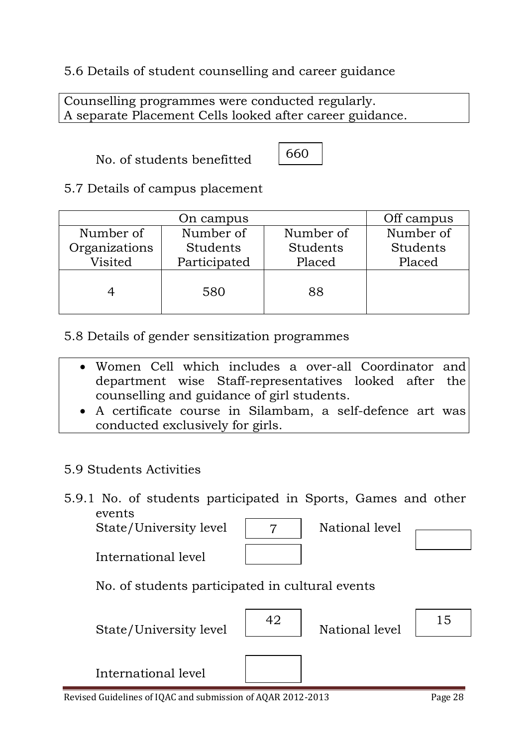5.6 Details of student counselling and career guidance

Counselling programmes were conducted regularly.
A separate Placement Cells looked after career guidance.

No. of students benefitted: 660

5.7 Details of campus placement

| On campus | | | Off campus |
|---|---|---|---|
| Number of Organizations Visited | Number of Students Participated | Number of Students Placed | Number of Students Placed |
| 4 | 580 | 88 | |

5.8 Details of gender sensitization programmes

- Women Cell which includes a over-all Coordinator and department wise Staff-representatives looked after the counselling and guidance of girl students.
- A certificate course in Silambam, a self-defence art was conducted exclusively for girls.

5.9 Students Activities

5.9.1 No. of students participated in Sports, Games and other events

State/University level: 7 &nbsp;&nbsp; National level: 

International level: 

No. of students participated in cultural events

State/University level: 42 &nbsp;&nbsp; National level: 15

International level: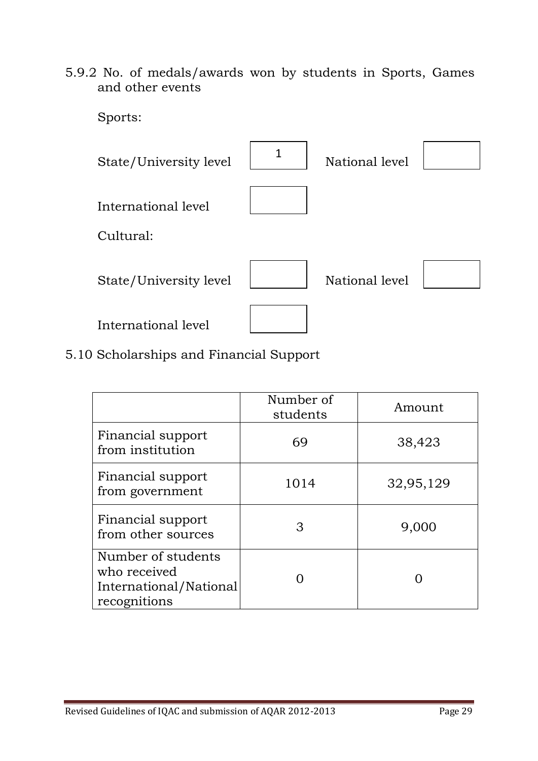5.9.2 No. of medals/awards won by students in Sports, Games and other events

Sports:

State/University level: 1 National level: 

International level: 

Cultural:

State/University level: National level: 

International level: 

5.10 Scholarships and Financial Support

| | Number of students | Amount |
|---|---|---|
| Financial support from institution | 69 | 38,423 |
| Financial support from government | 1014 | 32,95,129 |
| Financial support from other sources | 3 | 9,000 |
| Number of students who received International/National recognitions | 0 | 0 |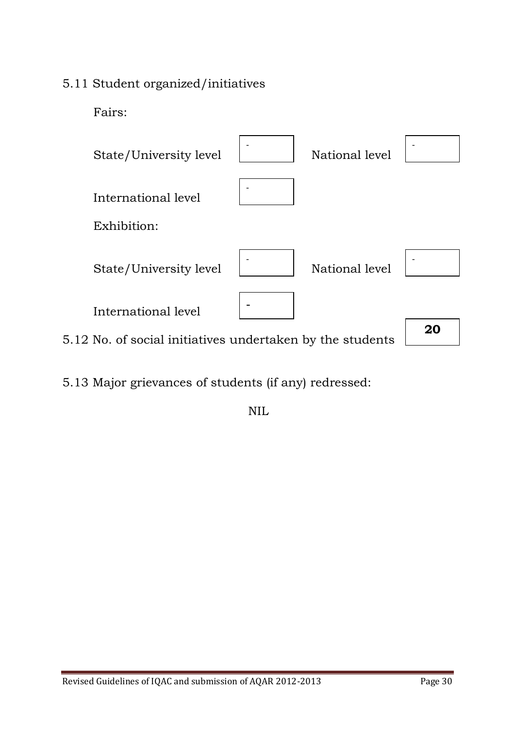5.11 Student organized/initiatives

Fairs:

| | | | |
|---|---|---|---|
| State/University level | - | National level | - |
| International level | - | | |

Exhibition:

| | | | |
|---|---|---|---|
| State/University level | - | National level | - |
| International level | - | | |

5.12 No. of social initiatives undertaken by the students **20**

5.13 Major grievances of students (if any) redressed:

NIL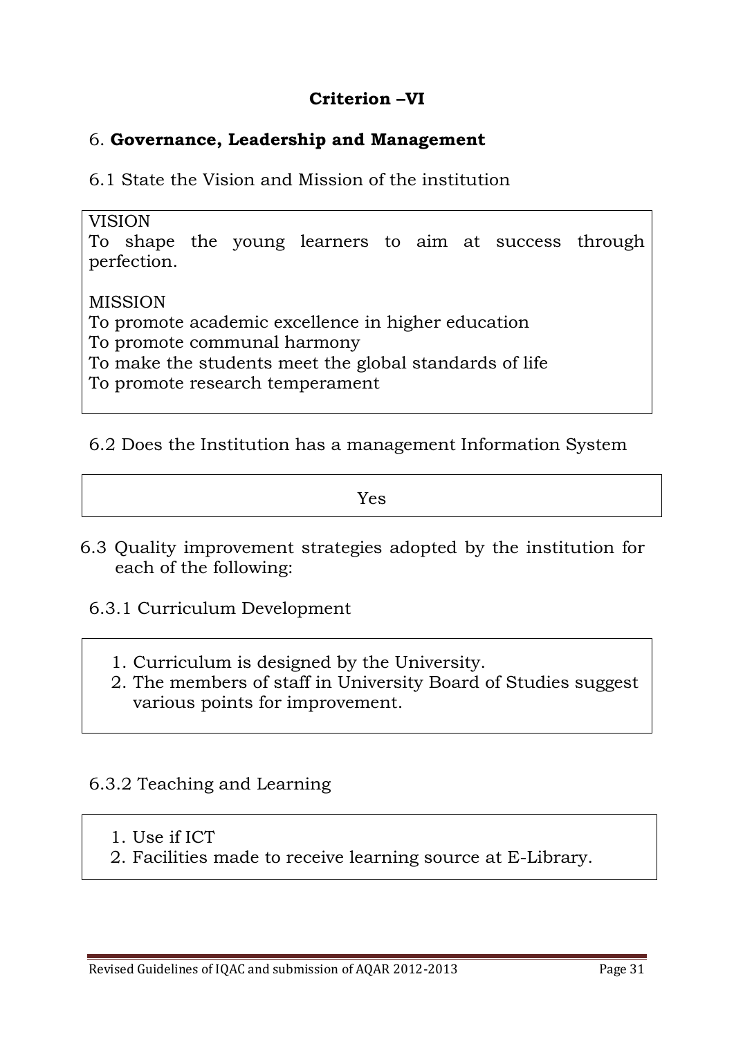## Criterion –VI

### 6. **Governance, Leadership and Management**

6.1 State the Vision and Mission of the institution

VISION

To shape the young learners to aim at success through perfection.

MISSION

To promote academic excellence in higher education
To promote communal harmony
To make the students meet the global standards of life
To promote research temperament

6.2 Does the Institution has a management Information System

Yes

6.3 Quality improvement strategies adopted by the institution for each of the following:

6.3.1 Curriculum Development

1. Curriculum is designed by the University.
2. The members of staff in University Board of Studies suggest various points for improvement.

6.3.2 Teaching and Learning

1. Use if ICT
2. Facilities made to receive learning source at E-Library.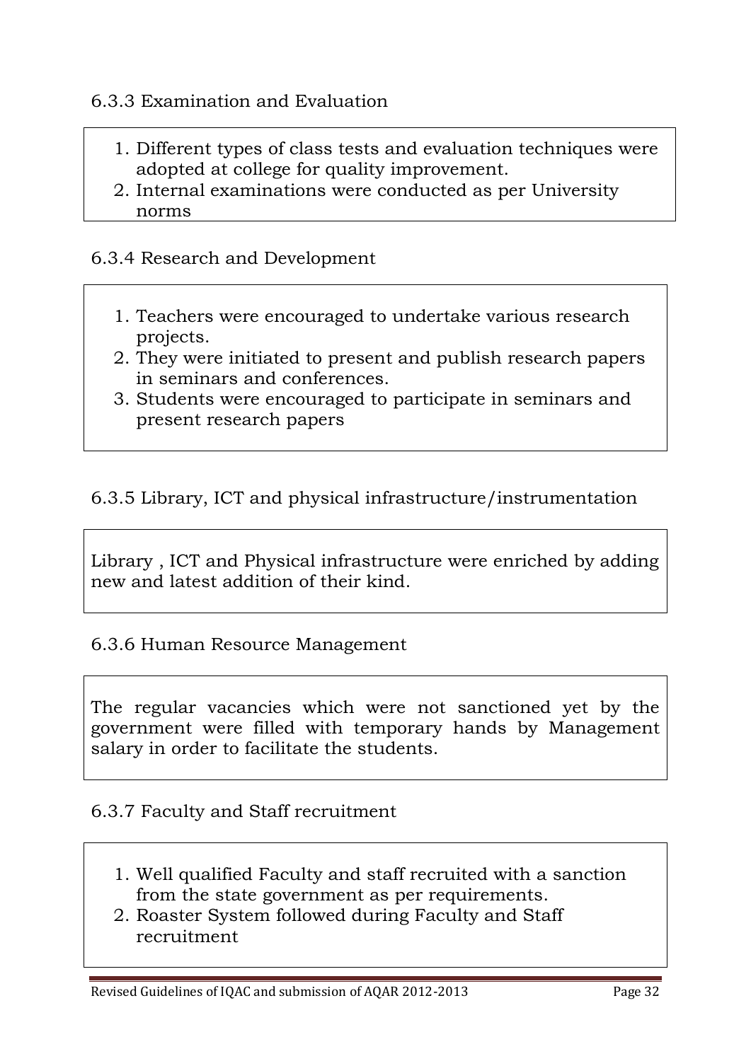6.3.3 Examination and Evaluation

1. Different types of class tests and evaluation techniques were adopted at college for quality improvement.
2. Internal examinations were conducted as per University norms

6.3.4 Research and Development

1. Teachers were encouraged to undertake various research projects.
2. They were initiated to present and publish research papers in seminars and conferences.
3. Students were encouraged to participate in seminars and present research papers

6.3.5 Library, ICT and physical infrastructure/instrumentation

Library , ICT and Physical infrastructure were enriched by adding new and latest addition of their kind.

6.3.6 Human Resource Management

The regular vacancies which were not sanctioned yet by the government were filled with temporary hands by Management salary in order to facilitate the students.

6.3.7 Faculty and Staff recruitment

1. Well qualified Faculty and staff recruited with a sanction from the state government as per requirements.
2. Roaster System followed during Faculty and Staff recruitment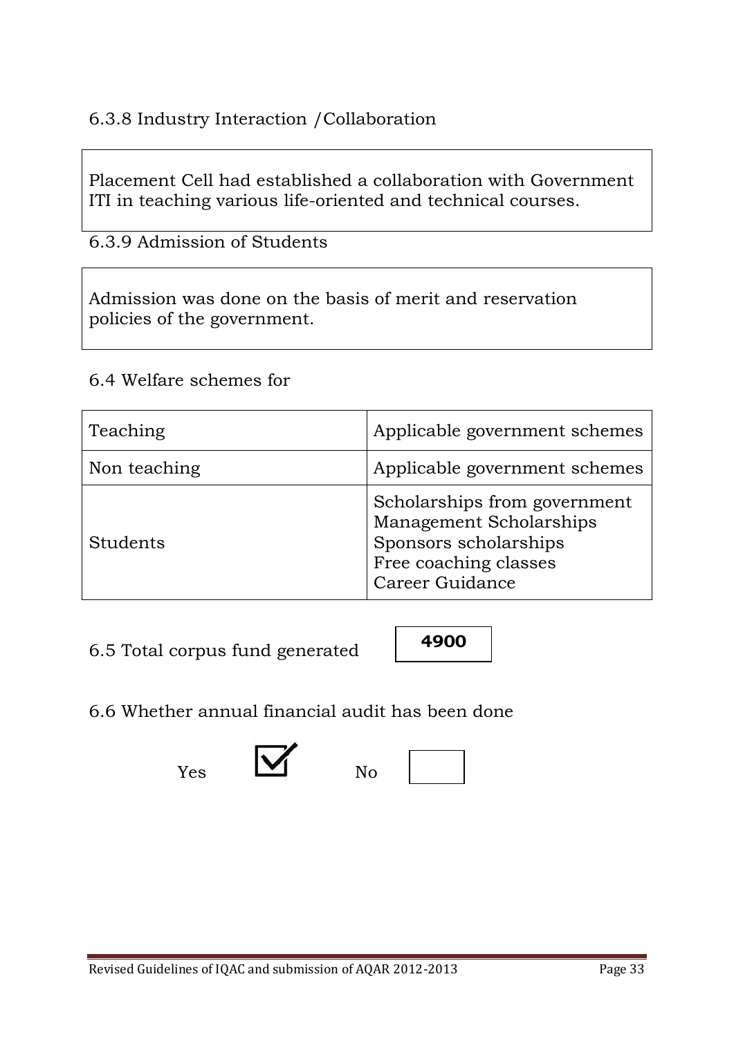6.3.8 Industry Interaction /Collaboration

Placement Cell had established a collaboration with Government ITI in teaching various life-oriented and technical courses.

6.3.9 Admission of Students

Admission was done on the basis of merit and reservation policies of the government.

6.4 Welfare schemes for

| Teaching | Applicable government schemes |
|---|---|
| Non teaching | Applicable government schemes |
| Students | Scholarships from government<br>Management Scholarships<br>Sponsors scholarships<br>Free coaching classes<br>Career Guidance |

6.5 Total corpus fund generated **4900**

6.6 Whether annual financial audit has been done

Yes ☑ No ☐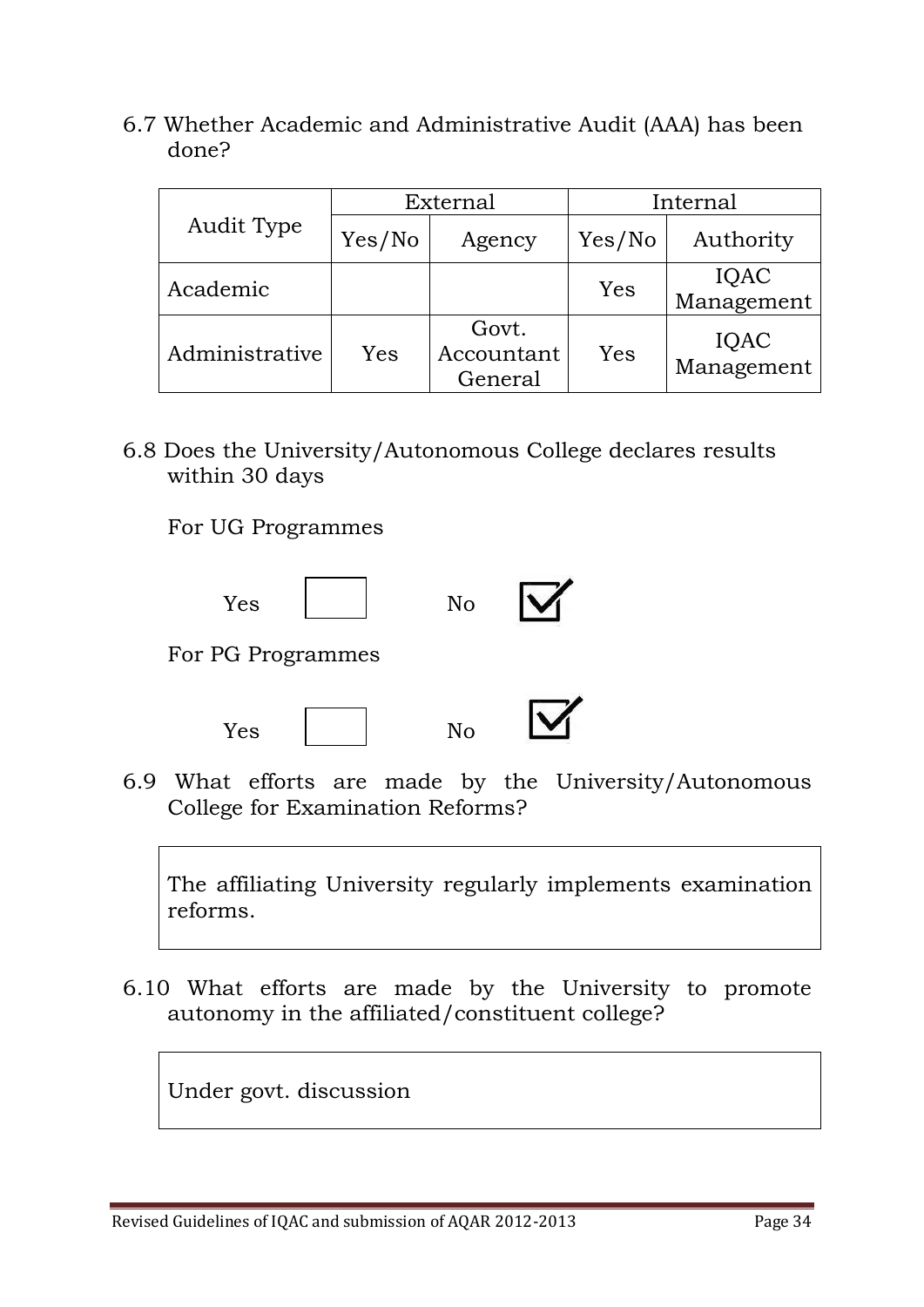6.7 Whether Academic and Administrative Audit (AAA) has been done?

| Audit Type | External | | Internal | |
|---|---|---|---|---|
| | Yes/No | Agency | Yes/No | Authority |
| Academic | | | Yes | IQAC Management |
| Administrative | Yes | Govt. Accountant General | Yes | IQAC Management |

6.8 Does the University/Autonomous College declares results within 30 days

For UG Programmes

Yes ☐ No ☑

For PG Programmes

Yes ☐ No ☑

6.9 What efforts are made by the University/Autonomous College for Examination Reforms?

The affiliating University regularly implements examination reforms.

6.10 What efforts are made by the University to promote autonomy in the affiliated/constituent college?

Under govt. discussion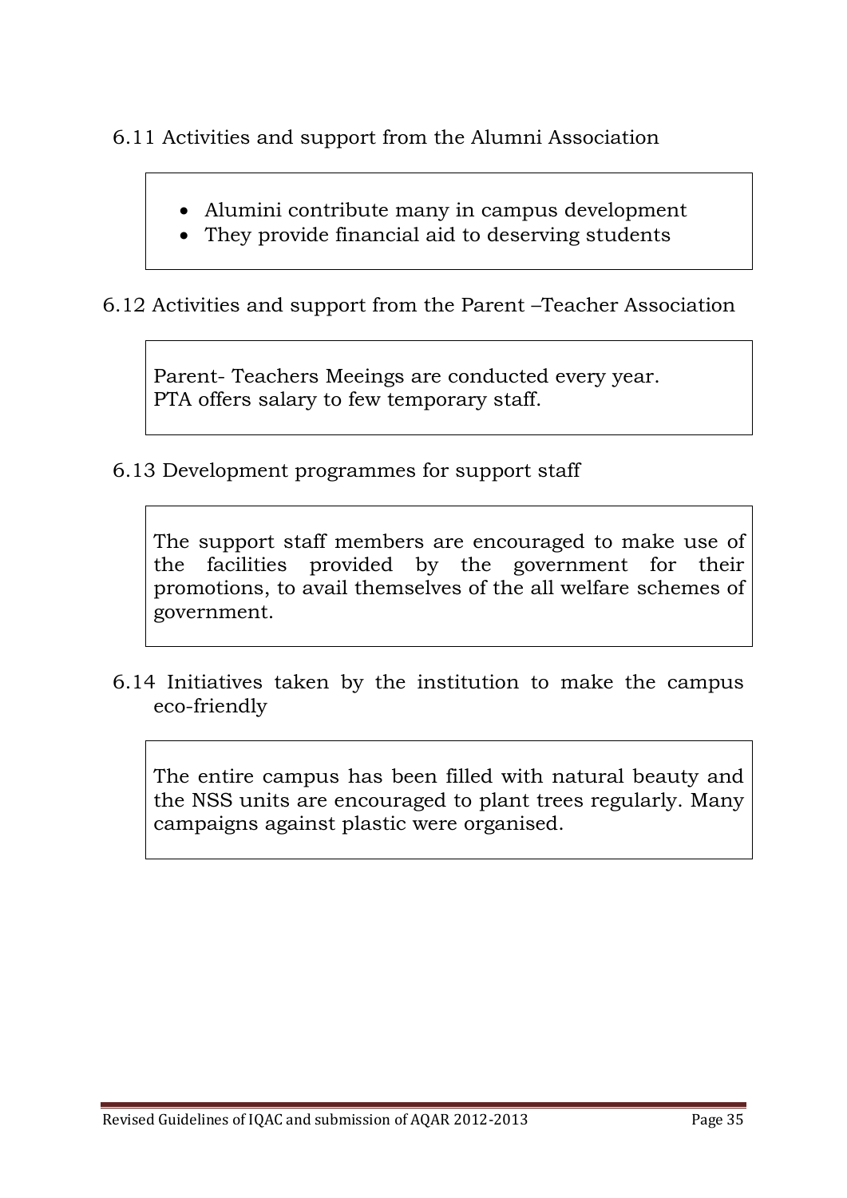6.11 Activities and support from the Alumni Association

- Alumini contribute many in campus development
- They provide financial aid to deserving students

6.12 Activities and support from the Parent –Teacher Association

Parent- Teachers Meeings are conducted every year.
PTA offers salary to few temporary staff.

6.13 Development programmes for support staff

The support staff members are encouraged to make use of the facilities provided by the government for their promotions, to avail themselves of the all welfare schemes of government.

6.14 Initiatives taken by the institution to make the campus eco-friendly

The entire campus has been filled with natural beauty and the NSS units are encouraged to plant trees regularly. Many campaigns against plastic were organised.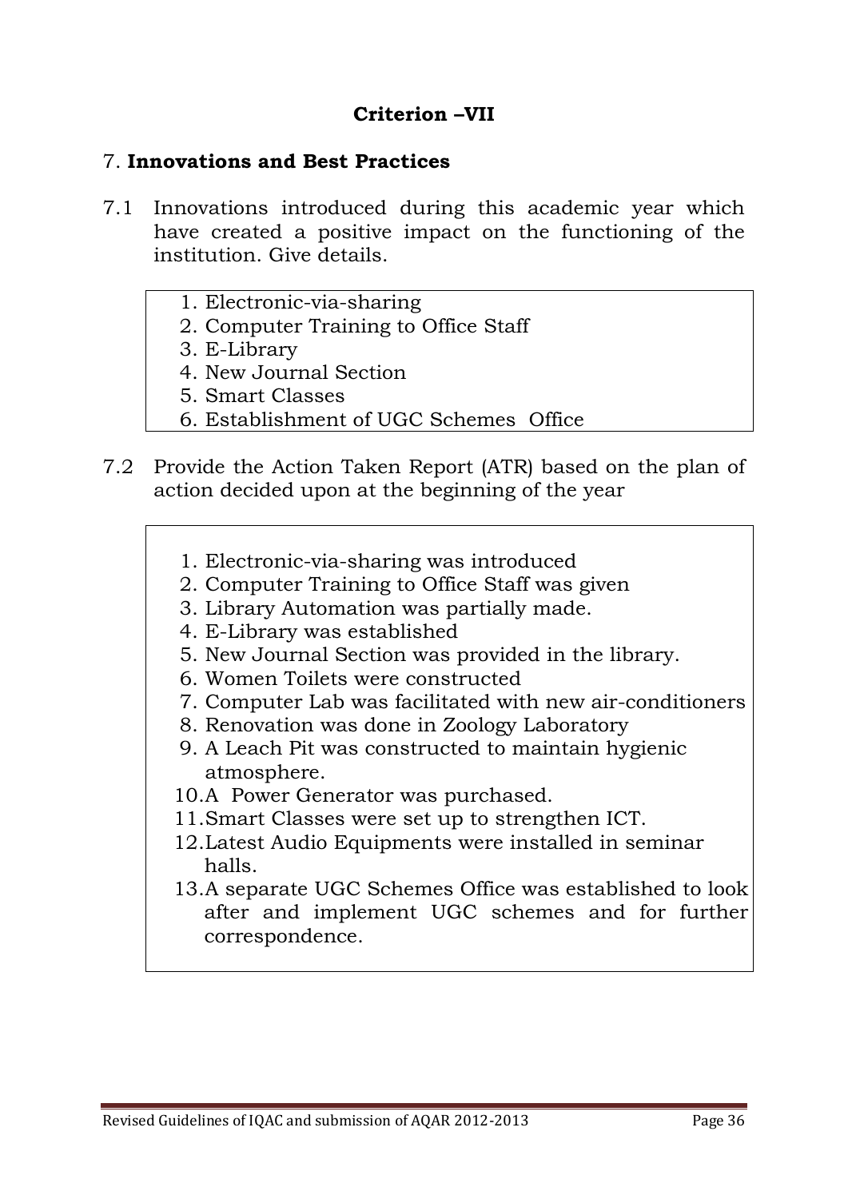## Criterion –VII

### 7. **Innovations and Best Practices**

7.1 Innovations introduced during this academic year which have created a positive impact on the functioning of the institution. Give details.

1. Electronic-via-sharing
2. Computer Training to Office Staff
3. E-Library
4. New Journal Section
5. Smart Classes
6. Establishment of UGC Schemes Office

7.2 Provide the Action Taken Report (ATR) based on the plan of action decided upon at the beginning of the year

1. Electronic-via-sharing was introduced
2. Computer Training to Office Staff was given
3. Library Automation was partially made.
4. E-Library was established
5. New Journal Section was provided in the library.
6. Women Toilets were constructed
7. Computer Lab was facilitated with new air-conditioners
8. Renovation was done in Zoology Laboratory
9. A Leach Pit was constructed to maintain hygienic atmosphere.
10. A Power Generator was purchased.
11. Smart Classes were set up to strengthen ICT.
12. Latest Audio Equipments were installed in seminar halls.
13. A separate UGC Schemes Office was established to look after and implement UGC schemes and for further correspondence.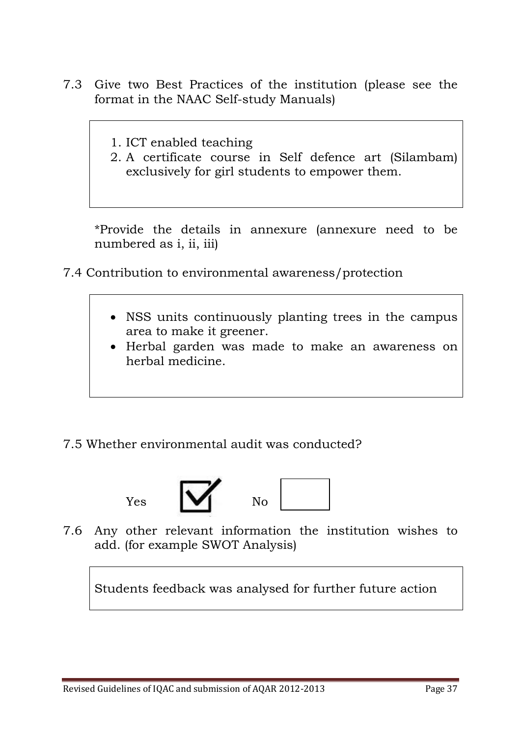7.3 Give two Best Practices of the institution (please see the format in the NAAC Self-study Manuals)

> 1. ICT enabled teaching
> 2. A certificate course in Self defence art (Silambam) exclusively for girl students to empower them.

*Provide the details in annexure (annexure need to be numbered as i, ii, iii)

7.4 Contribution to environmental awareness/protection

> - NSS units continuously planting trees in the campus area to make it greener.
> - Herbal garden was made to make an awareness on herbal medicine.

7.5 Whether environmental audit was conducted?

Yes ☑ No ☐

7.6 Any other relevant information the institution wishes to add. (for example SWOT Analysis)

> Students feedback was analysed for further future action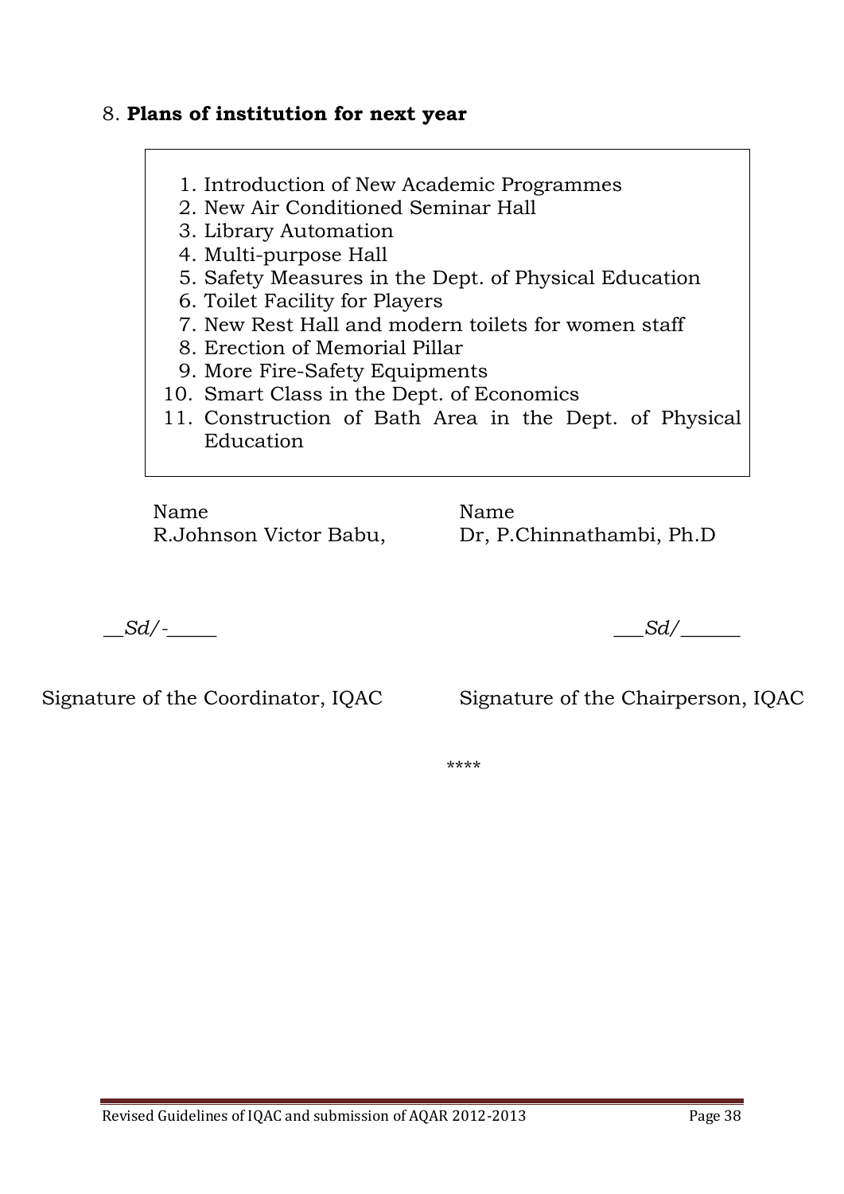8. **Plans of institution for next year**

1. Introduction of New Academic Programmes
2. New Air Conditioned Seminar Hall
3. Library Automation
4. Multi-purpose Hall
5. Safety Measures in the Dept. of Physical Education
6. Toilet Facility for Players
7. New Rest Hall and modern toilets for women staff
8. Erection of Memorial Pillar
9. More Fire-Safety Equipments
10. Smart Class in the Dept. of Economics
11. Construction of Bath Area in the Dept. of Physical Education

Name
R.Johnson Victor Babu,

*__Sd/-_____*

Signature of the Coordinator, IQAC

Name
Dr, P.Chinnathambi, Ph.D

*___Sd/______*

Signature of the Chairperson, IQAC

****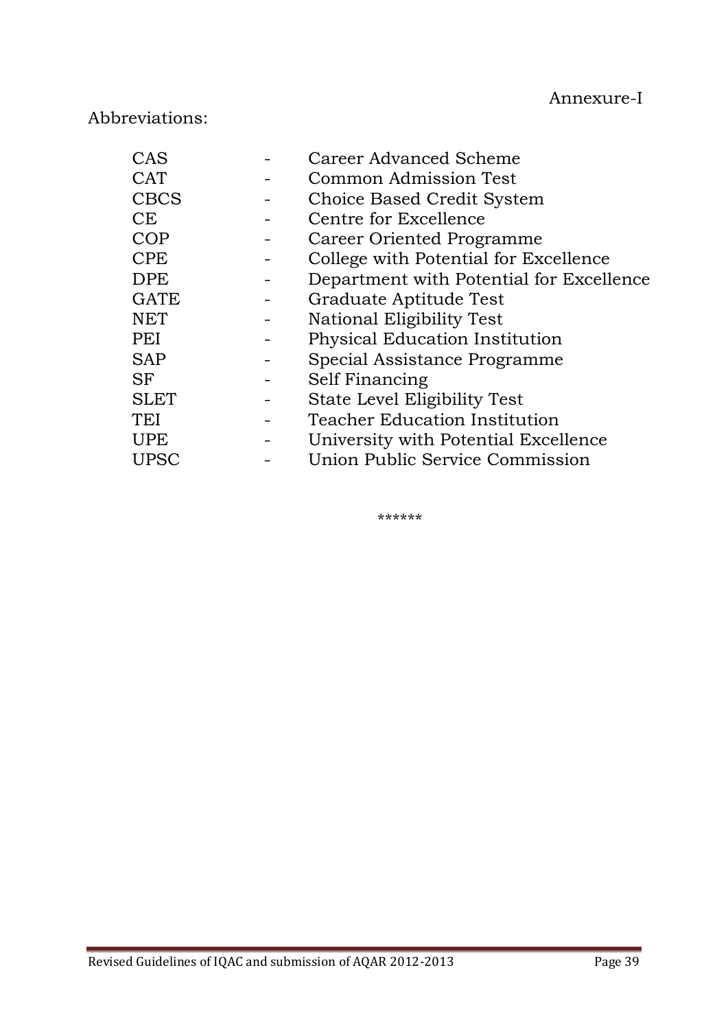Annexure-I

Abbreviations:

| | | |
|---|---|---|
| CAS | - | Career Advanced Scheme |
| CAT | - | Common Admission Test |
| CBCS | - | Choice Based Credit System |
| CE | - | Centre for Excellence |
| COP | - | Career Oriented Programme |
| CPE | - | College with Potential for Excellence |
| DPE | - | Department with Potential for Excellence |
| GATE | - | Graduate Aptitude Test |
| NET | - | National Eligibility Test |
| PEI | - | Physical Education Institution |
| SAP | - | Special Assistance Programme |
| SF | - | Self Financing |
| SLET | - | State Level Eligibility Test |
| TEI | - | Teacher Education Institution |
| UPE | - | University with Potential Excellence |
| UPSC | - | Union Public Service Commission |

******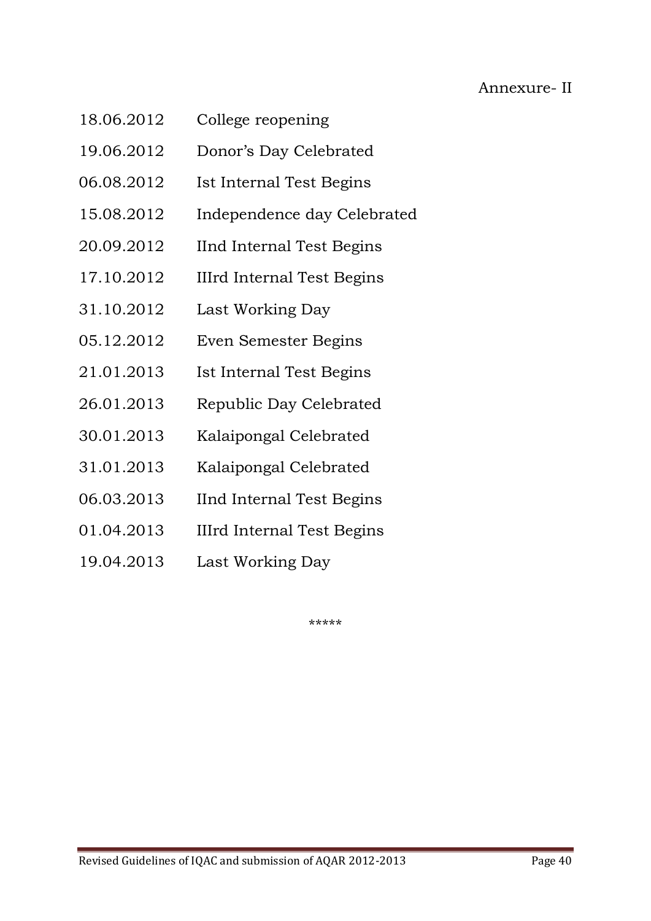Annexure- II

| | |
|---|---|
| 18.06.2012 | College reopening |
| 19.06.2012 | Donor's Day Celebrated |
| 06.08.2012 | Ist Internal Test Begins |
| 15.08.2012 | Independence day Celebrated |
| 20.09.2012 | IInd Internal Test Begins |
| 17.10.2012 | IIIrd Internal Test Begins |
| 31.10.2012 | Last Working Day |
| 05.12.2012 | Even Semester Begins |
| 21.01.2013 | Ist Internal Test Begins |
| 26.01.2013 | Republic Day Celebrated |
| 30.01.2013 | Kalaipongal Celebrated |
| 31.01.2013 | Kalaipongal Celebrated |
| 06.03.2013 | IInd Internal Test Begins |
| 01.04.2013 | IIIrd Internal Test Begins |
| 19.04.2013 | Last Working Day |

*****